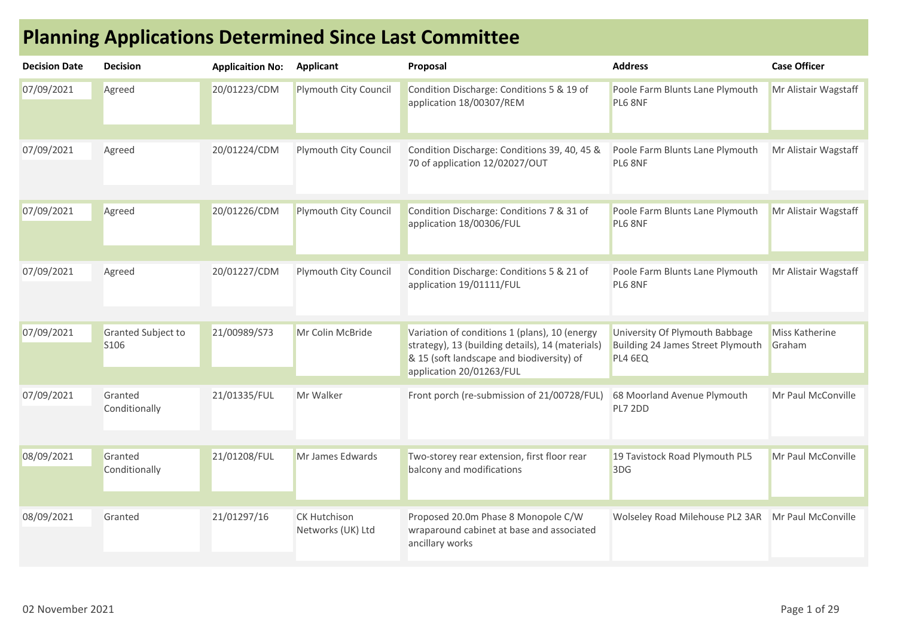# Planning Applications Determined Since Last Committee

| Decision Date | Decision | Applicaition No: | Applicant | Proposal | Address | Case Officer |
|---|---|---|---|---|---|---|
| 07/09/2021 | Agreed | 20/01223/CDM | Plymouth City Council | Condition Discharge: Conditions 5 & 19 of application 18/00307/REM | Poole Farm Blunts Lane Plymouth PL6 8NF | Mr Alistair Wagstaff |
| 07/09/2021 | Agreed | 20/01224/CDM | Plymouth City Council | Condition Discharge: Conditions 39, 40, 45 & 70 of application 12/02027/OUT | Poole Farm Blunts Lane Plymouth PL6 8NF | Mr Alistair Wagstaff |
| 07/09/2021 | Agreed | 20/01226/CDM | Plymouth City Council | Condition Discharge: Conditions 7 & 31 of application 18/00306/FUL | Poole Farm Blunts Lane Plymouth PL6 8NF | Mr Alistair Wagstaff |
| 07/09/2021 | Agreed | 20/01227/CDM | Plymouth City Council | Condition Discharge: Conditions 5 & 21 of application 19/01111/FUL | Poole Farm Blunts Lane Plymouth PL6 8NF | Mr Alistair Wagstaff |
| 07/09/2021 | Granted Subject to S106 | 21/00989/S73 | Mr Colin McBride | Variation of conditions 1 (plans), 10 (energy strategy), 13 (building details), 14 (materials) & 15 (soft landscape and biodiversity) of application 20/01263/FUL | University Of Plymouth Babbage Building 24 James Street Plymouth PL4 6EQ | Miss Katherine Graham |
| 07/09/2021 | Granted Conditionally | 21/01335/FUL | Mr Walker | Front porch (re-submission of 21/00728/FUL) | 68 Moorland Avenue Plymouth PL7 2DD | Mr Paul McConville |
| 08/09/2021 | Granted Conditionally | 21/01208/FUL | Mr James Edwards | Two-storey rear extension, first floor rear balcony and modifications | 19 Tavistock Road Plymouth PL5 3DG | Mr Paul McConville |
| 08/09/2021 | Granted | 21/01297/16 | CK Hutchison Networks (UK) Ltd | Proposed 20.0m Phase 8 Monopole C/W wraparound cabinet at base and associated ancillary works | Wolseley Road Milehouse PL2 3AR | Mr Paul McConville |

02 November 2021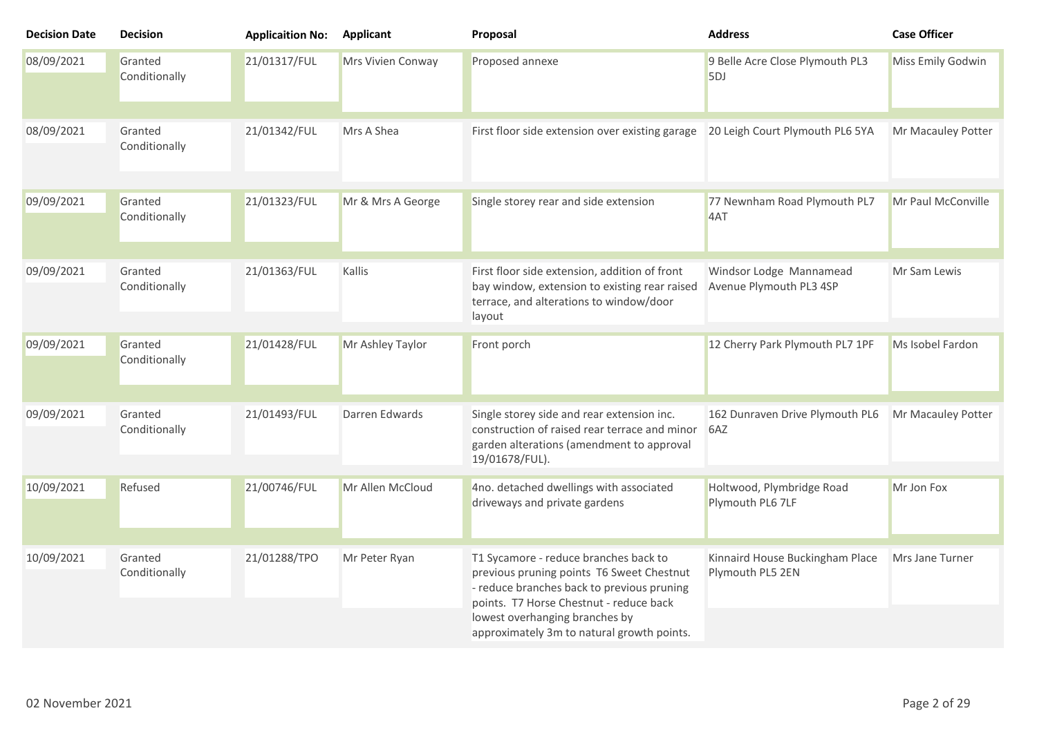| Decision Date | Decision | Applicaition No: | Applicant | Proposal | Address | Case Officer |
|---|---|---|---|---|---|---|
| 08/09/2021 | Granted Conditionally | 21/01317/FUL | Mrs Vivien Conway | Proposed annexe | 9 Belle Acre Close Plymouth PL3 5DJ | Miss Emily Godwin |
| 08/09/2021 | Granted Conditionally | 21/01342/FUL | Mrs A Shea | First floor side extension over existing garage | 20 Leigh Court Plymouth PL6 5YA | Mr Macauley Potter |
| 09/09/2021 | Granted Conditionally | 21/01323/FUL | Mr & Mrs A George | Single storey rear and side extension | 77 Newnham Road Plymouth PL7 4AT | Mr Paul McConville |
| 09/09/2021 | Granted Conditionally | 21/01363/FUL | Kallis | First floor side extension, addition of front bay window, extension to existing rear raised terrace, and alterations to window/door layout | Windsor Lodge Mannamead Avenue Plymouth PL3 4SP | Mr Sam Lewis |
| 09/09/2021 | Granted Conditionally | 21/01428/FUL | Mr Ashley Taylor | Front porch | 12 Cherry Park Plymouth PL7 1PF | Ms Isobel Fardon |
| 09/09/2021 | Granted Conditionally | 21/01493/FUL | Darren Edwards | Single storey side and rear extension inc. construction of raised rear terrace and minor garden alterations (amendment to approval 19/01678/FUL). | 162 Dunraven Drive Plymouth PL6 6AZ | Mr Macauley Potter |
| 10/09/2021 | Refused | 21/00746/FUL | Mr Allen McCloud | 4no. detached dwellings with associated driveways and private gardens | Holtwood, Plymbridge Road Plymouth PL6 7LF | Mr Jon Fox |
| 10/09/2021 | Granted Conditionally | 21/01288/TPO | Mr Peter Ryan | T1 Sycamore - reduce branches back to previous pruning points T6 Sweet Chestnut - reduce branches back to previous pruning points. T7 Horse Chestnut - reduce back lowest overhanging branches by approximately 3m to natural growth points. | Kinnaird House Buckingham Place Plymouth PL5 2EN | Mrs Jane Turner |

02 November 2021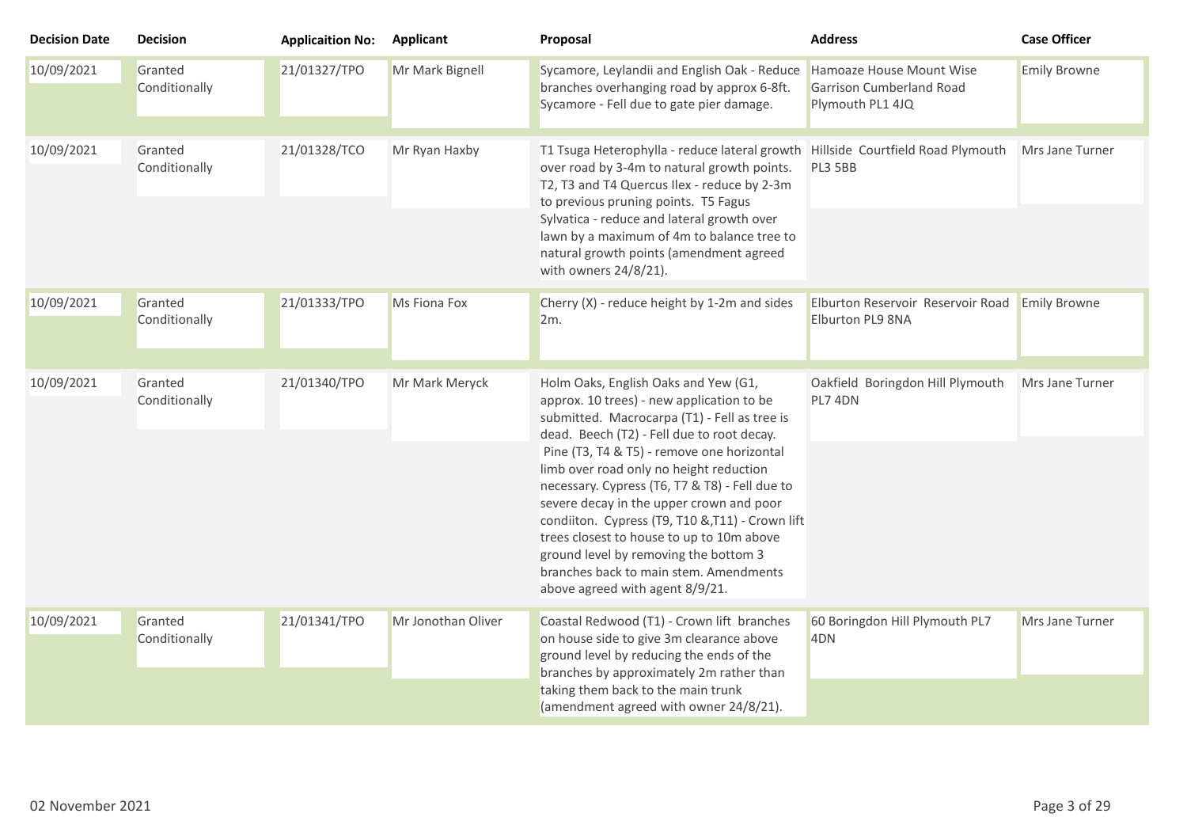| Decision Date | Decision | Applicaition No: | Applicant | Proposal | Address | Case Officer |
|---|---|---|---|---|---|---|
| 10/09/2021 | Granted Conditionally | 21/01327/TPO | Mr Mark Bignell | Sycamore, Leylandii and English Oak - Reduce branches overhanging road by approx 6-8ft. Sycamore - Fell due to gate pier damage. | Hamoaze House Mount Wise Garrison Cumberland Road Plymouth PL1 4JQ | Emily Browne |
| 10/09/2021 | Granted Conditionally | 21/01328/TCO | Mr Ryan Haxby | T1 Tsuga Heterophylla - reduce lateral growth over road by 3-4m to natural growth points. T2, T3 and T4 Quercus Ilex - reduce by 2-3m to previous pruning points. T5 Fagus Sylvatica - reduce and lateral growth over lawn by a maximum of 4m to balance tree to natural growth points (amendment agreed with owners 24/8/21). | Hillside Courtfield Road Plymouth PL3 5BB | Mrs Jane Turner |
| 10/09/2021 | Granted Conditionally | 21/01333/TPO | Ms Fiona Fox | Cherry (X) - reduce height by 1-2m and sides 2m. | Elburton Reservoir Reservoir Road Elburton PL9 8NA | Emily Browne |
| 10/09/2021 | Granted Conditionally | 21/01340/TPO | Mr Mark Meryck | Holm Oaks, English Oaks and Yew (G1, approx. 10 trees) - new application to be submitted. Macrocarpa (T1) - Fell as tree is dead. Beech (T2) - Fell due to root decay. Pine (T3, T4 & T5) - remove one horizontal limb over road only no height reduction necessary. Cypress (T6, T7 & T8) - Fell due to severe decay in the upper crown and poor condiiton. Cypress (T9, T10 &,T11) - Crown lift trees closest to house to up to 10m above ground level by removing the bottom 3 branches back to main stem. Amendments above agreed with agent 8/9/21. | Oakfield Boringdon Hill Plymouth PL7 4DN | Mrs Jane Turner |
| 10/09/2021 | Granted Conditionally | 21/01341/TPO | Mr Jonothan Oliver | Coastal Redwood (T1) - Crown lift branches on house side to give 3m clearance above ground level by reducing the ends of the branches by approximately 2m rather than taking them back to the main trunk (amendment agreed with owner 24/8/21). | 60 Boringdon Hill Plymouth PL7 4DN | Mrs Jane Turner |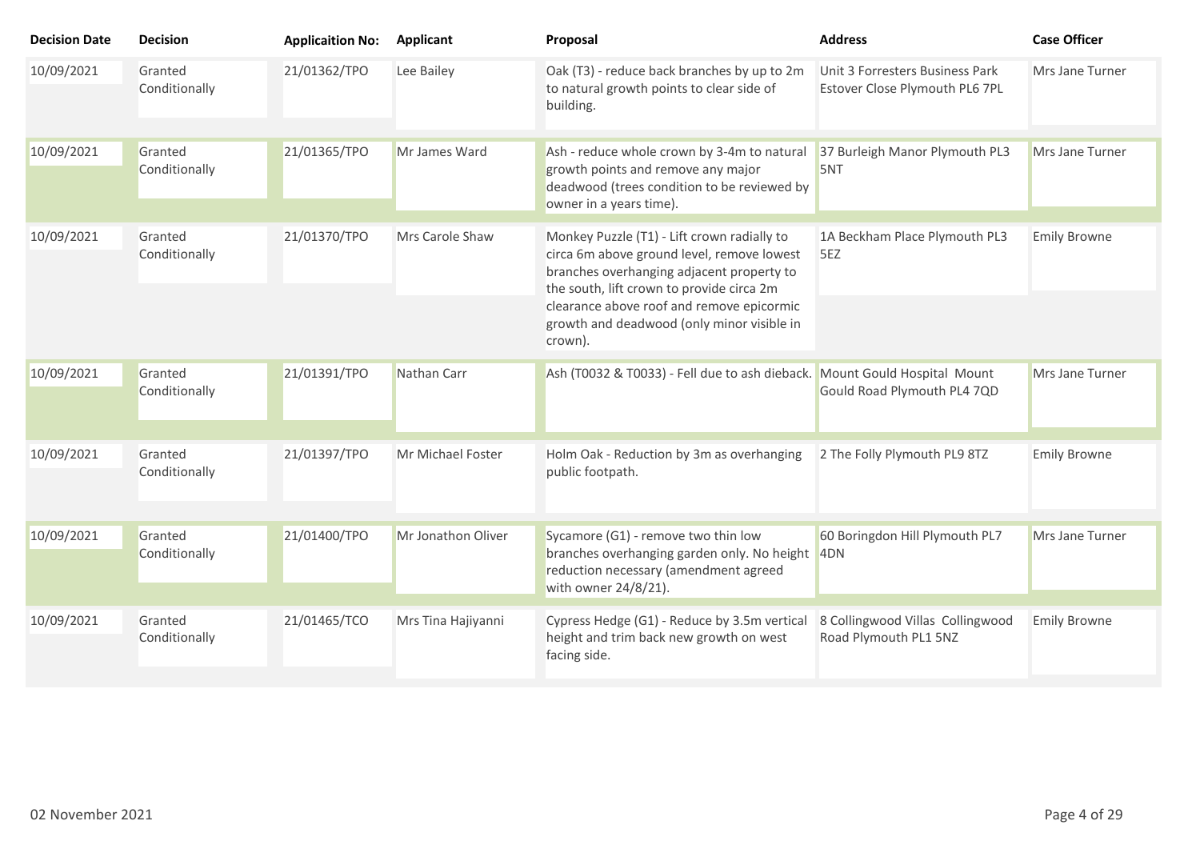| Decision Date | Decision | Applicaition No: | Applicant | Proposal | Address | Case Officer |
|---|---|---|---|---|---|---|
| 10/09/2021 | Granted Conditionally | 21/01362/TPO | Lee Bailey | Oak (T3) - reduce back branches by up to 2m to natural growth points to clear side of building. | Unit 3 Forresters Business Park Estover Close Plymouth PL6 7PL | Mrs Jane Turner |
| 10/09/2021 | Granted Conditionally | 21/01365/TPO | Mr James Ward | Ash - reduce whole crown by 3-4m to natural growth points and remove any major deadwood (trees condition to be reviewed by owner in a years time). | 37 Burleigh Manor Plymouth PL3 5NT | Mrs Jane Turner |
| 10/09/2021 | Granted Conditionally | 21/01370/TPO | Mrs Carole Shaw | Monkey Puzzle (T1) - Lift crown radially to circa 6m above ground level, remove lowest branches overhanging adjacent property to the south, lift crown to provide circa 2m clearance above roof and remove epicormic growth and deadwood (only minor visible in crown). | 1A Beckham Place Plymouth PL3 5EZ | Emily Browne |
| 10/09/2021 | Granted Conditionally | 21/01391/TPO | Nathan Carr | Ash (T0032 & T0033) - Fell due to ash dieback. | Mount Gould Hospital Mount Gould Road Plymouth PL4 7QD | Mrs Jane Turner |
| 10/09/2021 | Granted Conditionally | 21/01397/TPO | Mr Michael Foster | Holm Oak - Reduction by 3m as overhanging public footpath. | 2 The Folly Plymouth PL9 8TZ | Emily Browne |
| 10/09/2021 | Granted Conditionally | 21/01400/TPO | Mr Jonathon Oliver | Sycamore (G1) - remove two thin low branches overhanging garden only. No height reduction necessary (amendment agreed with owner 24/8/21). | 60 Boringdon Hill Plymouth PL7 4DN | Mrs Jane Turner |
| 10/09/2021 | Granted Conditionally | 21/01465/TCO | Mrs Tina Hajiyanni | Cypress Hedge (G1) - Reduce by 3.5m vertical height and trim back new growth on west facing side. | 8 Collingwood Villas Collingwood Road Plymouth PL1 5NZ | Emily Browne |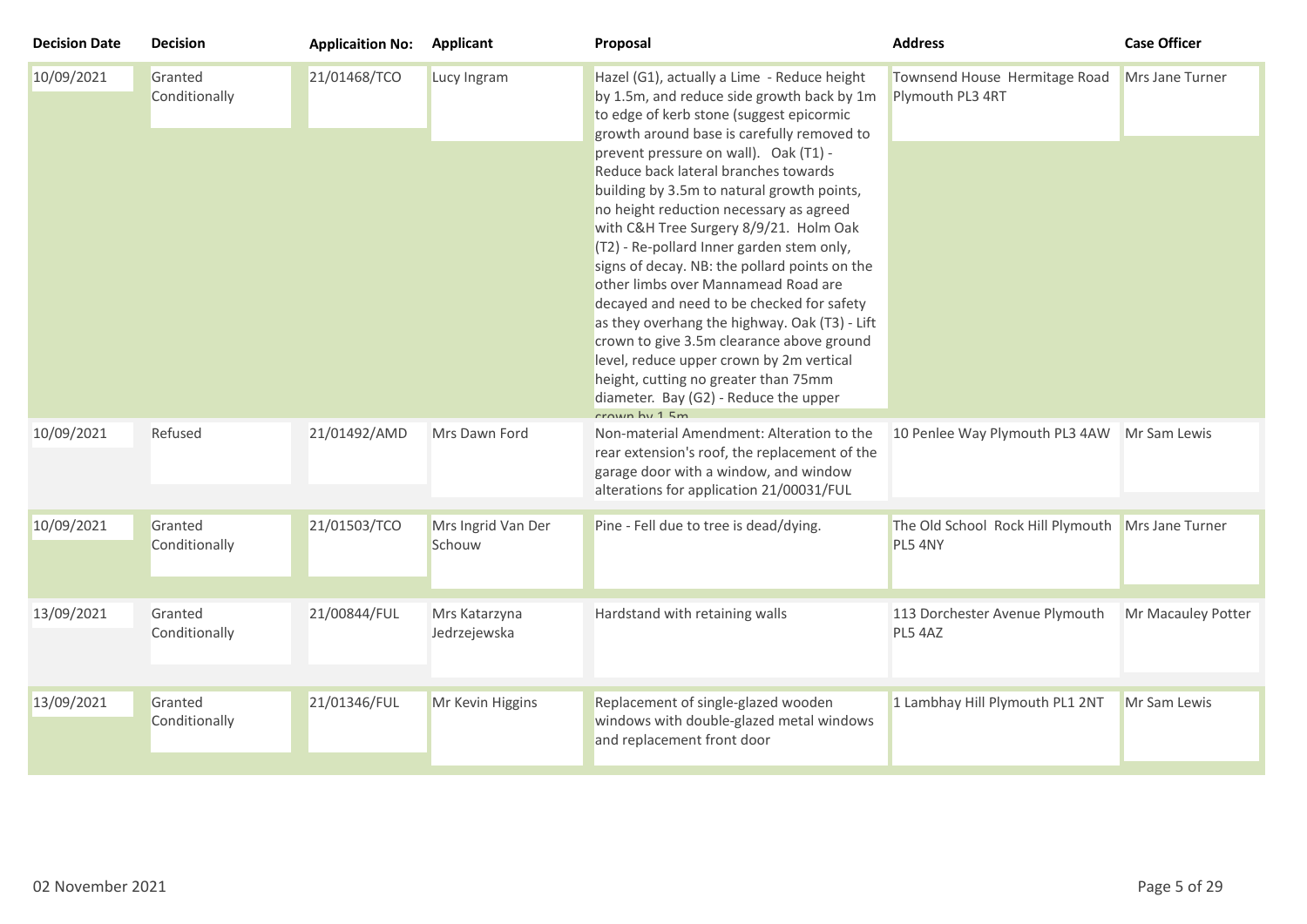| Decision Date | Decision | Applicaition No: | Applicant | Proposal | Address | Case Officer |
|---|---|---|---|---|---|---|
| 10/09/2021 | Granted Conditionally | 21/01468/TCO | Lucy Ingram | Hazel (G1), actually a Lime - Reduce height by 1.5m, and reduce side growth back by 1m to edge of kerb stone (suggest epicormic growth around base is carefully removed to prevent pressure on wall). Oak (T1) - Reduce back lateral branches towards building by 3.5m to natural growth points, no height reduction necessary as agreed with C&H Tree Surgery 8/9/21. Holm Oak (T2) - Re-pollard Inner garden stem only, signs of decay. NB: the pollard points on the other limbs over Mannamead Road are decayed and need to be checked for safety as they overhang the highway. Oak (T3) - Lift crown to give 3.5m clearance above ground level, reduce upper crown by 2m vertical height, cutting no greater than 75mm diameter. Bay (G2) - Reduce the upper crown by 1.5m | Townsend House Hermitage Road Plymouth PL3 4RT | Mrs Jane Turner |
| 10/09/2021 | Refused | 21/01492/AMD | Mrs Dawn Ford | Non-material Amendment: Alteration to the rear extension's roof, the replacement of the garage door with a window, and window alterations for application 21/00031/FUL | 10 Penlee Way Plymouth PL3 4AW | Mr Sam Lewis |
| 10/09/2021 | Granted Conditionally | 21/01503/TCO | Mrs Ingrid Van Der Schouw | Pine - Fell due to tree is dead/dying. | The Old School Rock Hill Plymouth PL5 4NY | Mrs Jane Turner |
| 13/09/2021 | Granted Conditionally | 21/00844/FUL | Mrs Katarzyna Jedrzejewska | Hardstand with retaining walls | 113 Dorchester Avenue Plymouth PL5 4AZ | Mr Macauley Potter |
| 13/09/2021 | Granted Conditionally | 21/01346/FUL | Mr Kevin Higgins | Replacement of single-glazed wooden windows with double-glazed metal windows and replacement front door | 1 Lambhay Hill Plymouth PL1 2NT | Mr Sam Lewis |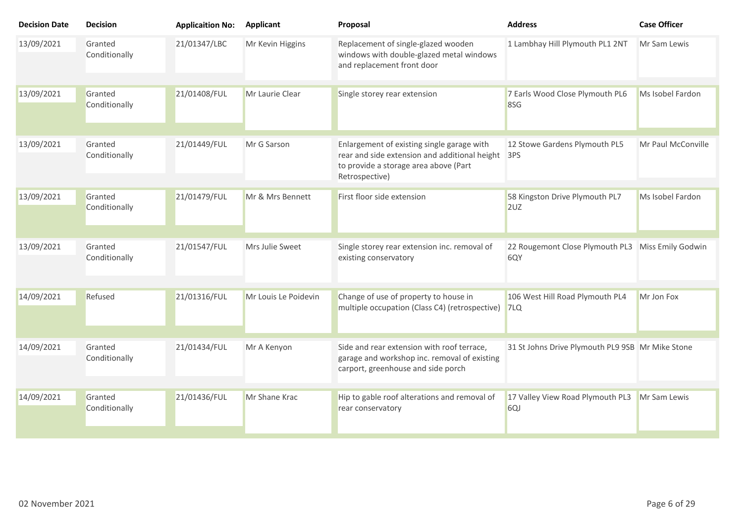| Decision Date | Decision | Applicaition No: | Applicant | Proposal | Address | Case Officer |
| --- | --- | --- | --- | --- | --- | --- |
| 13/09/2021 | Granted Conditionally | 21/01347/LBC | Mr Kevin Higgins | Replacement of single-glazed wooden windows with double-glazed metal windows and replacement front door | 1 Lambhay Hill Plymouth PL1 2NT | Mr Sam Lewis |
| 13/09/2021 | Granted Conditionally | 21/01408/FUL | Mr Laurie Clear | Single storey rear extension | 7 Earls Wood Close Plymouth PL6 8SG | Ms Isobel Fardon |
| 13/09/2021 | Granted Conditionally | 21/01449/FUL | Mr G Sarson | Enlargement of existing single garage with rear and side extension and additional height to provide a storage area above (Part Retrospective) | 12 Stowe Gardens Plymouth PL5 3PS | Mr Paul McConville |
| 13/09/2021 | Granted Conditionally | 21/01479/FUL | Mr & Mrs Bennett | First floor side extension | 58 Kingston Drive Plymouth PL7 2UZ | Ms Isobel Fardon |
| 13/09/2021 | Granted Conditionally | 21/01547/FUL | Mrs Julie Sweet | Single storey rear extension inc. removal of existing conservatory | 22 Rougemont Close Plymouth PL3 6QY | Miss Emily Godwin |
| 14/09/2021 | Refused | 21/01316/FUL | Mr Louis Le Poidevin | Change of use of property to house in multiple occupation (Class C4) (retrospective) | 106 West Hill Road Plymouth PL4 7LQ | Mr Jon Fox |
| 14/09/2021 | Granted Conditionally | 21/01434/FUL | Mr A Kenyon | Side and rear extension with roof terrace, garage and workshop inc. removal of existing carport, greenhouse and side porch | 31 St Johns Drive Plymouth PL9 9SB | Mr Mike Stone |
| 14/09/2021 | Granted Conditionally | 21/01436/FUL | Mr Shane Krac | Hip to gable roof alterations and removal of rear conservatory | 17 Valley View Road Plymouth PL3 6QJ | Mr Sam Lewis |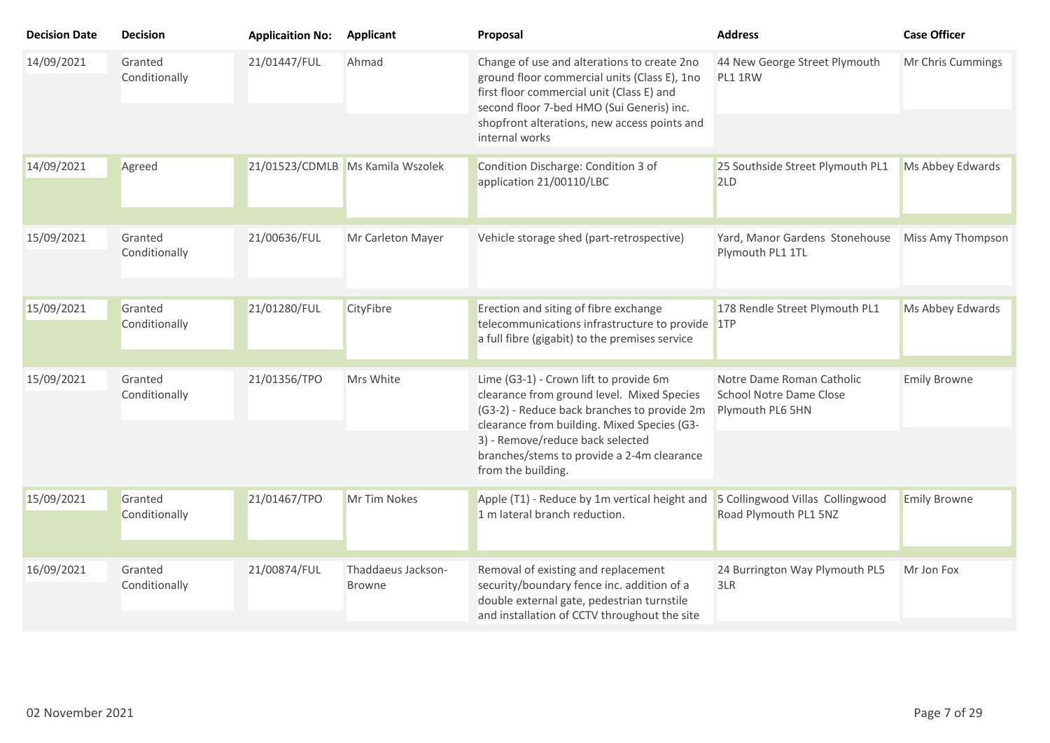| Decision Date | Decision | Applicaition No: | Applicant | Proposal | Address | Case Officer |
|---|---|---|---|---|---|---|
| 14/09/2021 | Granted Conditionally | 21/01447/FUL | Ahmad | Change of use and alterations to create 2no ground floor commercial units (Class E), 1no first floor commercial unit (Class E) and second floor 7-bed HMO (Sui Generis) inc. shopfront alterations, new access points and internal works | 44 New George Street Plymouth PL1 1RW | Mr Chris Cummings |
| 14/09/2021 | Agreed | 21/01523/CDMLB | Ms Kamila Wszolek | Condition Discharge: Condition 3 of application 21/00110/LBC | 25 Southside Street Plymouth PL1 2LD | Ms Abbey Edwards |
| 15/09/2021 | Granted Conditionally | 21/00636/FUL | Mr Carleton Mayer | Vehicle storage shed (part-retrospective) | Yard, Manor Gardens Stonehouse Plymouth PL1 1TL | Miss Amy Thompson |
| 15/09/2021 | Granted Conditionally | 21/01280/FUL | CityFibre | Erection and siting of fibre exchange telecommunications infrastructure to provide a full fibre (gigabit) to the premises service | 178 Rendle Street Plymouth PL1 1TP | Ms Abbey Edwards |
| 15/09/2021 | Granted Conditionally | 21/01356/TPO | Mrs White | Lime (G3-1) - Crown lift to provide 6m clearance from ground level. Mixed Species (G3-2) - Reduce back branches to provide 2m clearance from building. Mixed Species (G3-3) - Remove/reduce back selected branches/stems to provide a 2-4m clearance from the building. | Notre Dame Roman Catholic School Notre Dame Close Plymouth PL6 5HN | Emily Browne |
| 15/09/2021 | Granted Conditionally | 21/01467/TPO | Mr Tim Nokes | Apple (T1) - Reduce by 1m vertical height and 1 m lateral branch reduction. | 5 Collingwood Villas Collingwood Road Plymouth PL1 5NZ | Emily Browne |
| 16/09/2021 | Granted Conditionally | 21/00874/FUL | Thaddaeus Jackson-Browne | Removal of existing and replacement security/boundary fence inc. addition of a double external gate, pedestrian turnstile and installation of CCTV throughout the site | 24 Burrington Way Plymouth PL5 3LR | Mr Jon Fox |

02 November 2021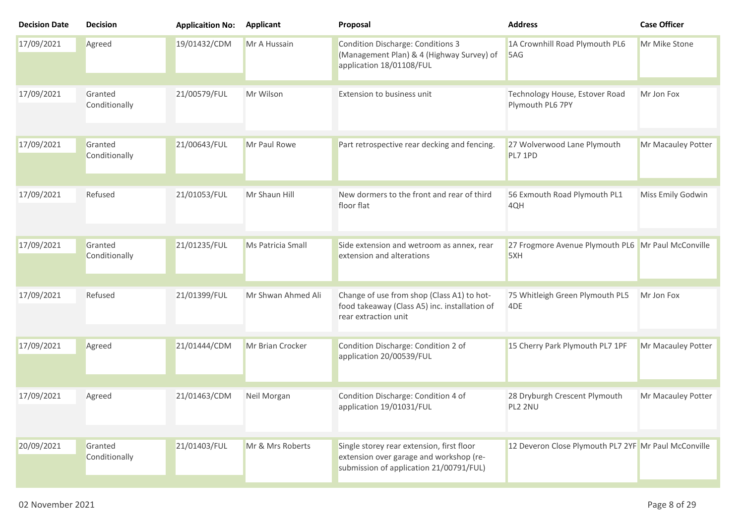| Decision Date | Decision | Applicaition No: | Applicant | Proposal | Address | Case Officer |
|---|---|---|---|---|---|---|
| 17/09/2021 | Agreed | 19/01432/CDM | Mr A Hussain | Condition Discharge: Conditions 3 (Management Plan) & 4 (Highway Survey) of application 18/01108/FUL | 1A Crownhill Road Plymouth PL6 5AG | Mr Mike Stone |
| 17/09/2021 | Granted Conditionally | 21/00579/FUL | Mr Wilson | Extension to business unit | Technology House, Estover Road Plymouth PL6 7PY | Mr Jon Fox |
| 17/09/2021 | Granted Conditionally | 21/00643/FUL | Mr Paul Rowe | Part retrospective rear decking and fencing. | 27 Wolverwood Lane Plymouth PL7 1PD | Mr Macauley Potter |
| 17/09/2021 | Refused | 21/01053/FUL | Mr Shaun Hill | New dormers to the front and rear of third floor flat | 56 Exmouth Road Plymouth PL1 4QH | Miss Emily Godwin |
| 17/09/2021 | Granted Conditionally | 21/01235/FUL | Ms Patricia Small | Side extension and wetroom as annex, rear extension and alterations | 27 Frogmore Avenue Plymouth PL6 5XH | Mr Paul McConville |
| 17/09/2021 | Refused | 21/01399/FUL | Mr Shwan Ahmed Ali | Change of use from shop (Class A1) to hot-food takeaway (Class A5) inc. installation of rear extraction unit | 75 Whitleigh Green Plymouth PL5 4DE | Mr Jon Fox |
| 17/09/2021 | Agreed | 21/01444/CDM | Mr Brian Crocker | Condition Discharge: Condition 2 of application 20/00539/FUL | 15 Cherry Park Plymouth PL7 1PF | Mr Macauley Potter |
| 17/09/2021 | Agreed | 21/01463/CDM | Neil Morgan | Condition Discharge: Condition 4 of application 19/01031/FUL | 28 Dryburgh Crescent Plymouth PL2 2NU | Mr Macauley Potter |
| 20/09/2021 | Granted Conditionally | 21/01403/FUL | Mr & Mrs Roberts | Single storey rear extension, first floor extension over garage and workshop (re-submission of application 21/00791/FUL) | 12 Deveron Close Plymouth PL7 2YF | Mr Paul McConville |

02 November 2021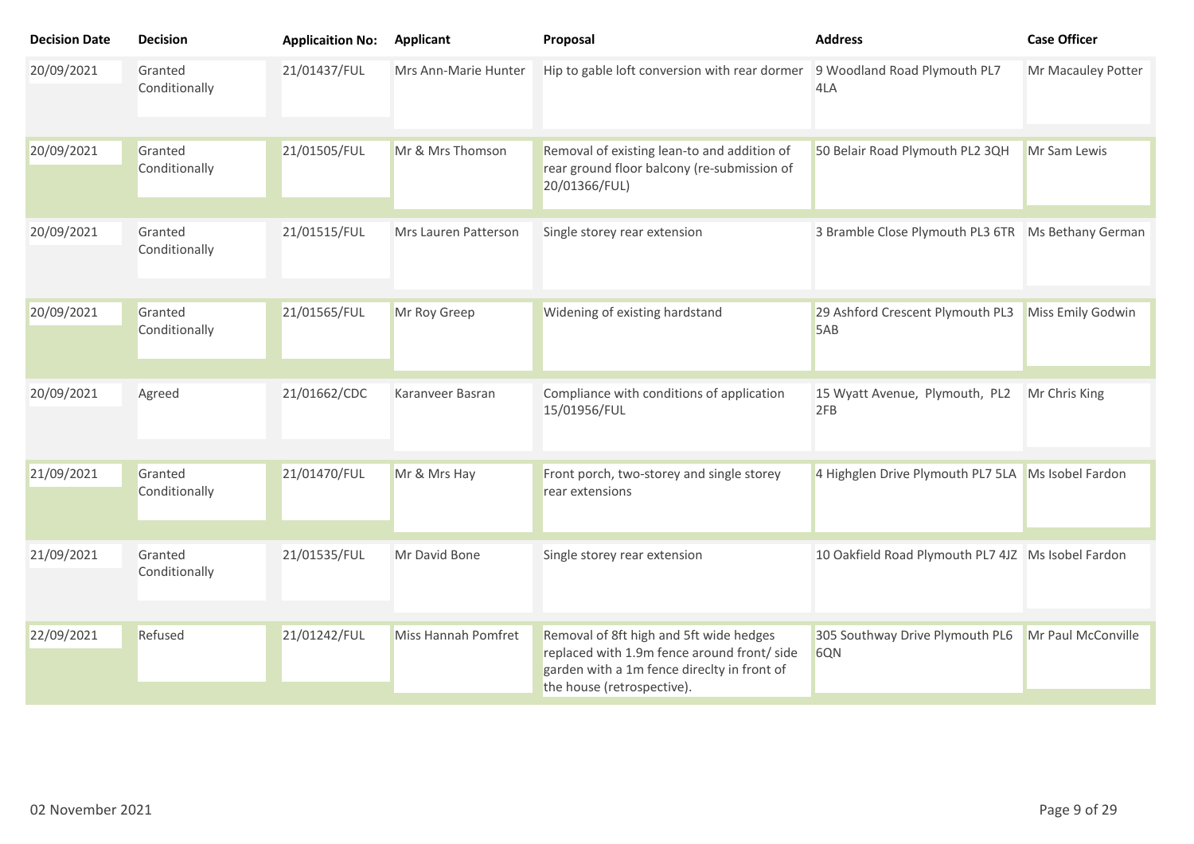| Decision Date | Decision | Applicaition No: | Applicant | Proposal | Address | Case Officer |
|---|---|---|---|---|---|---|
| 20/09/2021 | Granted Conditionally | 21/01437/FUL | Mrs Ann-Marie Hunter | Hip to gable loft conversion with rear dormer | 9 Woodland Road Plymouth PL7 4LA | Mr Macauley Potter |
| 20/09/2021 | Granted Conditionally | 21/01505/FUL | Mr & Mrs Thomson | Removal of existing lean-to and addition of rear ground floor balcony (re-submission of 20/01366/FUL) | 50 Belair Road Plymouth PL2 3QH | Mr Sam Lewis |
| 20/09/2021 | Granted Conditionally | 21/01515/FUL | Mrs Lauren Patterson | Single storey rear extension | 3 Bramble Close Plymouth PL3 6TR | Ms Bethany German |
| 20/09/2021 | Granted Conditionally | 21/01565/FUL | Mr Roy Greep | Widening of existing hardstand | 29 Ashford Crescent Plymouth PL3 5AB | Miss Emily Godwin |
| 20/09/2021 | Agreed | 21/01662/CDC | Karanveer Basran | Compliance with conditions of application 15/01956/FUL | 15 Wyatt Avenue, Plymouth, PL2 2FB | Mr Chris King |
| 21/09/2021 | Granted Conditionally | 21/01470/FUL | Mr & Mrs Hay | Front porch, two-storey and single storey rear extensions | 4 Highglen Drive Plymouth PL7 5LA | Ms Isobel Fardon |
| 21/09/2021 | Granted Conditionally | 21/01535/FUL | Mr David Bone | Single storey rear extension | 10 Oakfield Road Plymouth PL7 4JZ | Ms Isobel Fardon |
| 22/09/2021 | Refused | 21/01242/FUL | Miss Hannah Pomfret | Removal of 8ft high and 5ft wide hedges replaced with 1.9m fence around front/ side garden with a 1m fence direclty in front of the house (retrospective). | 305 Southway Drive Plymouth PL6 6QN | Mr Paul McConville |

02 November 2021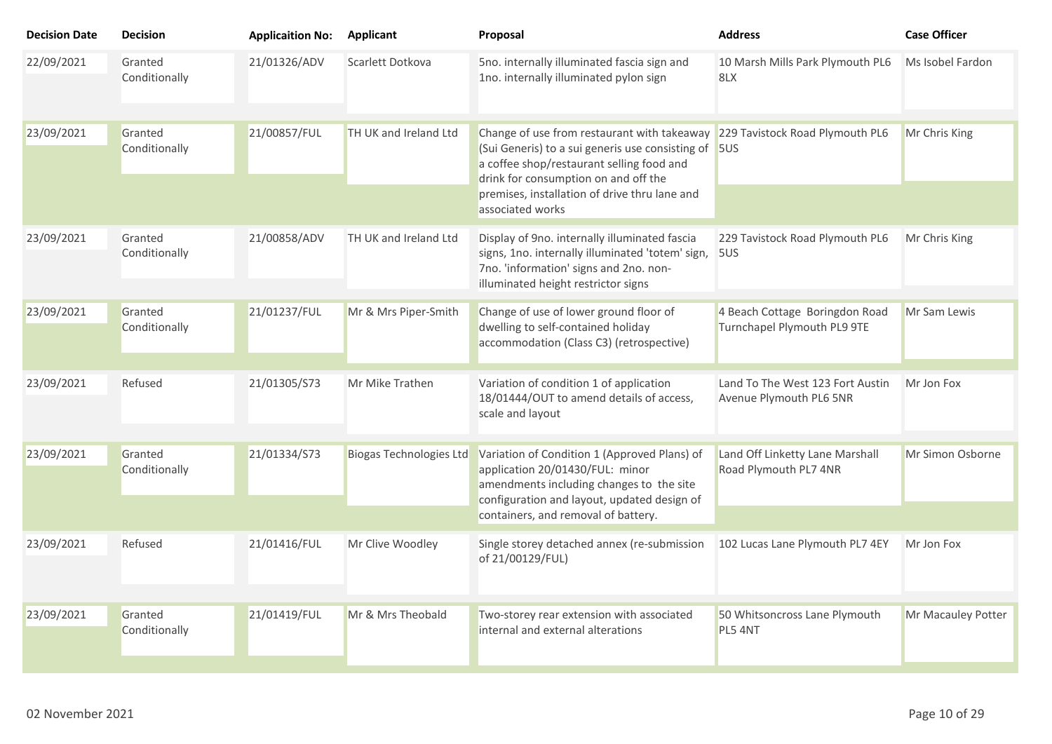| Decision Date | Decision | Applicaition No: | Applicant | Proposal | Address | Case Officer |
|---|---|---|---|---|---|---|
| 22/09/2021 | Granted Conditionally | 21/01326/ADV | Scarlett Dotkova | 5no. internally illuminated fascia sign and 1no. internally illuminated pylon sign | 10 Marsh Mills Park Plymouth PL6 8LX | Ms Isobel Fardon |
| 23/09/2021 | Granted Conditionally | 21/00857/FUL | TH UK and Ireland Ltd | Change of use from restaurant with takeaway (Sui Generis) to a sui generis use consisting of a coffee shop/restaurant selling food and drink for consumption on and off the premises, installation of drive thru lane and associated works | 229 Tavistock Road Plymouth PL6 5US | Mr Chris King |
| 23/09/2021 | Granted Conditionally | 21/00858/ADV | TH UK and Ireland Ltd | Display of 9no. internally illuminated fascia signs, 1no. internally illuminated 'totem' sign, 7no. 'information' signs and 2no. non-illuminated height restrictor signs | 229 Tavistock Road Plymouth PL6 5US | Mr Chris King |
| 23/09/2021 | Granted Conditionally | 21/01237/FUL | Mr & Mrs Piper-Smith | Change of use of lower ground floor of dwelling to self-contained holiday accommodation (Class C3) (retrospective) | 4 Beach Cottage Boringdon Road Turnchapel Plymouth PL9 9TE | Mr Sam Lewis |
| 23/09/2021 | Refused | 21/01305/S73 | Mr Mike Trathen | Variation of condition 1 of application 18/01444/OUT to amend details of access, scale and layout | Land To The West 123 Fort Austin Avenue Plymouth PL6 5NR | Mr Jon Fox |
| 23/09/2021 | Granted Conditionally | 21/01334/S73 | Biogas Technologies Ltd | Variation of Condition 1 (Approved Plans) of application 20/01430/FUL: minor amendments including changes to the site configuration and layout, updated design of containers, and removal of battery. | Land Off Linketty Lane Marshall Road Plymouth PL7 4NR | Mr Simon Osborne |
| 23/09/2021 | Refused | 21/01416/FUL | Mr Clive Woodley | Single storey detached annex (re-submission of 21/00129/FUL) | 102 Lucas Lane Plymouth PL7 4EY | Mr Jon Fox |
| 23/09/2021 | Granted Conditionally | 21/01419/FUL | Mr & Mrs Theobald | Two-storey rear extension with associated internal and external alterations | 50 Whitsoncross Lane Plymouth PL5 4NT | Mr Macauley Potter |

02 November 2021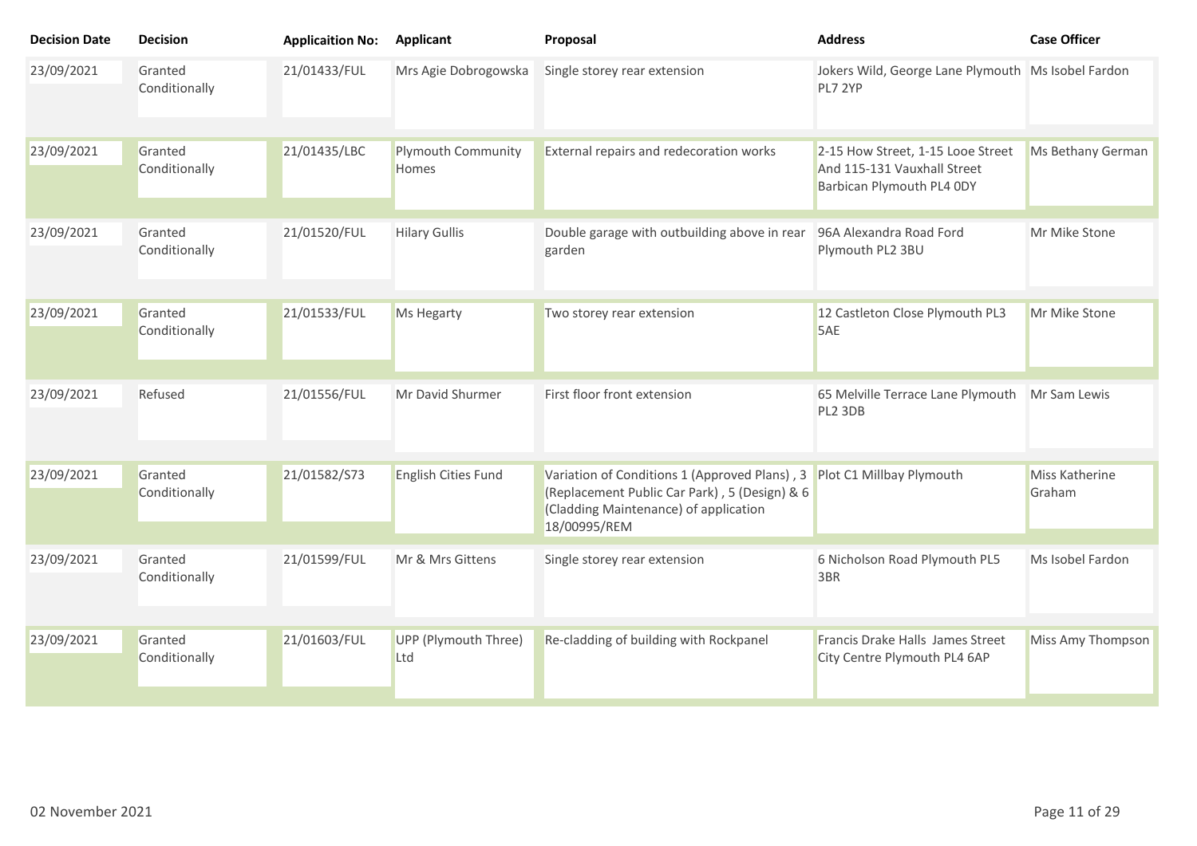| Decision Date | Decision | Applicaition No: | Applicant | Proposal | Address | Case Officer |
|---|---|---|---|---|---|---|
| 23/09/2021 | Granted Conditionally | 21/01433/FUL | Mrs Agie Dobrogowska | Single storey rear extension | Jokers Wild, George Lane Plymouth PL7 2YP | Ms Isobel Fardon |
| 23/09/2021 | Granted Conditionally | 21/01435/LBC | Plymouth Community Homes | External repairs and redecoration works | 2-15 How Street, 1-15 Looe Street And 115-131 Vauxhall Street Barbican Plymouth PL4 0DY | Ms Bethany German |
| 23/09/2021 | Granted Conditionally | 21/01520/FUL | Hilary Gullis | Double garage with outbuilding above in rear garden | 96A Alexandra Road Ford Plymouth PL2 3BU | Mr Mike Stone |
| 23/09/2021 | Granted Conditionally | 21/01533/FUL | Ms Hegarty | Two storey rear extension | 12 Castleton Close Plymouth PL3 5AE | Mr Mike Stone |
| 23/09/2021 | Refused | 21/01556/FUL | Mr David Shurmer | First floor front extension | 65 Melville Terrace Lane Plymouth PL2 3DB | Mr Sam Lewis |
| 23/09/2021 | Granted Conditionally | 21/01582/S73 | English Cities Fund | Variation of Conditions 1 (Approved Plans) , 3 (Replacement Public Car Park) , 5 (Design) & 6 (Cladding Maintenance) of application 18/00995/REM | Plot C1 Millbay Plymouth | Miss Katherine Graham |
| 23/09/2021 | Granted Conditionally | 21/01599/FUL | Mr & Mrs Gittens | Single storey rear extension | 6 Nicholson Road Plymouth PL5 3BR | Ms Isobel Fardon |
| 23/09/2021 | Granted Conditionally | 21/01603/FUL | UPP (Plymouth Three) Ltd | Re-cladding of building with Rockpanel | Francis Drake Halls James Street City Centre Plymouth PL4 6AP | Miss Amy Thompson |

02 November 2021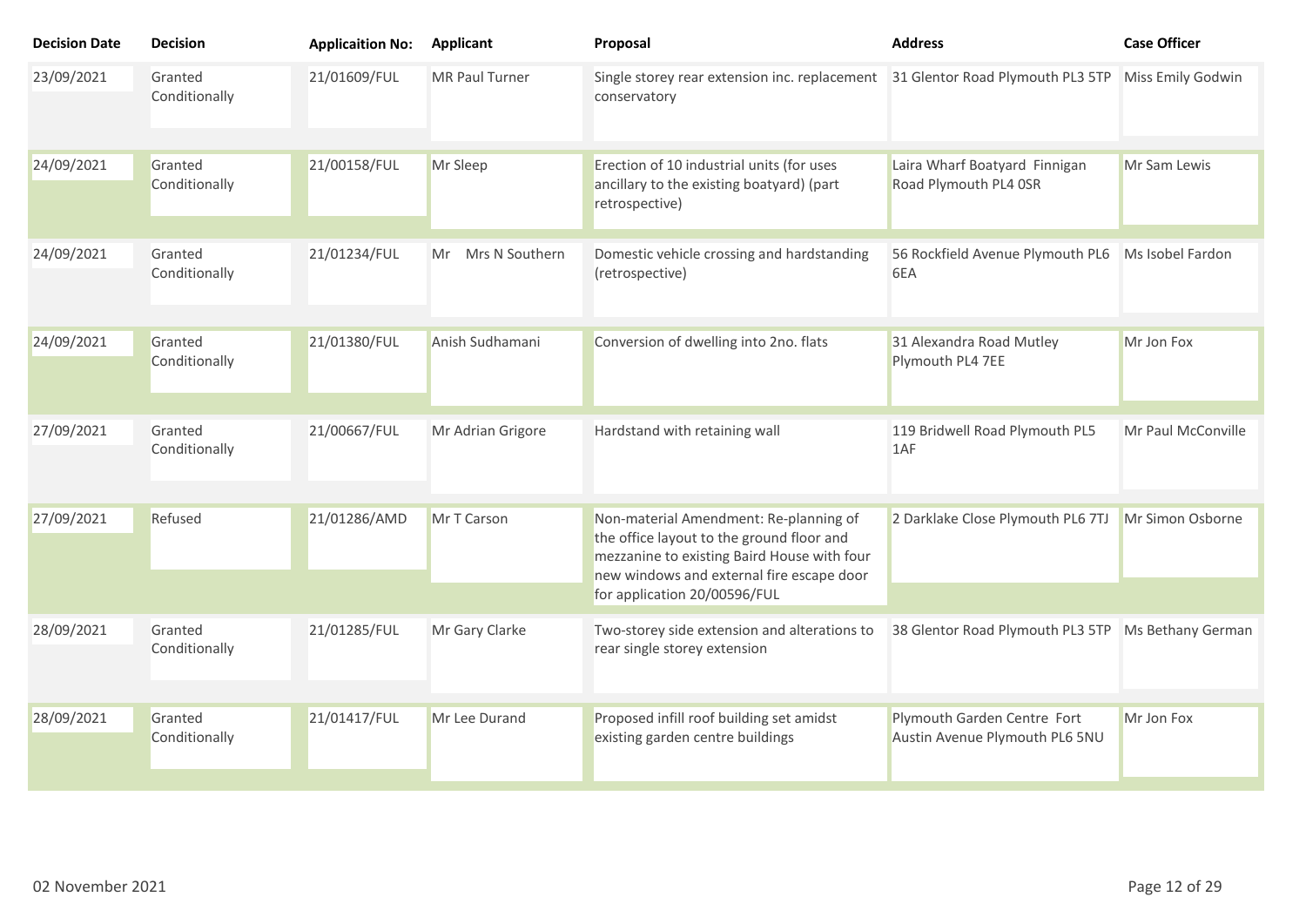| Decision Date | Decision | Applicaition No: | Applicant | Proposal | Address | Case Officer |
|---|---|---|---|---|---|---|
| 23/09/2021 | Granted Conditionally | 21/01609/FUL | MR Paul Turner | Single storey rear extension inc. replacement conservatory | 31 Glentor Road Plymouth PL3 5TP | Miss Emily Godwin |
| 24/09/2021 | Granted Conditionally | 21/00158/FUL | Mr Sleep | Erection of 10 industrial units (for uses ancillary to the existing boatyard) (part retrospective) | Laira Wharf Boatyard Finnigan Road Plymouth PL4 0SR | Mr Sam Lewis |
| 24/09/2021 | Granted Conditionally | 21/01234/FUL | Mr Mrs N Southern | Domestic vehicle crossing and hardstanding (retrospective) | 56 Rockfield Avenue Plymouth PL6 6EA | Ms Isobel Fardon |
| 24/09/2021 | Granted Conditionally | 21/01380/FUL | Anish Sudhamani | Conversion of dwelling into 2no. flats | 31 Alexandra Road Mutley Plymouth PL4 7EE | Mr Jon Fox |
| 27/09/2021 | Granted Conditionally | 21/00667/FUL | Mr Adrian Grigore | Hardstand with retaining wall | 119 Bridwell Road Plymouth PL5 1AF | Mr Paul McConville |
| 27/09/2021 | Refused | 21/01286/AMD | Mr T Carson | Non-material Amendment: Re-planning of the office layout to the ground floor and mezzanine to existing Baird House with four new windows and external fire escape door for application 20/00596/FUL | 2 Darklake Close Plymouth PL6 7TJ | Mr Simon Osborne |
| 28/09/2021 | Granted Conditionally | 21/01285/FUL | Mr Gary Clarke | Two-storey side extension and alterations to rear single storey extension | 38 Glentor Road Plymouth PL3 5TP | Ms Bethany German |
| 28/09/2021 | Granted Conditionally | 21/01417/FUL | Mr Lee Durand | Proposed infill roof building set amidst existing garden centre buildings | Plymouth Garden Centre Fort Austin Avenue Plymouth PL6 5NU | Mr Jon Fox |

02 November 2021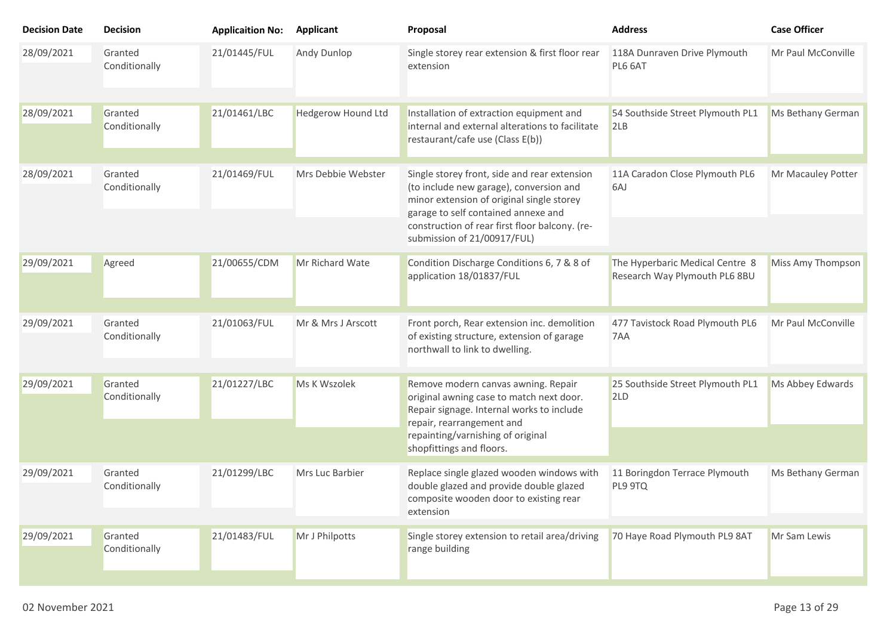| Decision Date | Decision | Applicaition No: | Applicant | Proposal | Address | Case Officer |
| --- | --- | --- | --- | --- | --- | --- |
| 28/09/2021 | Granted Conditionally | 21/01445/FUL | Andy Dunlop | Single storey rear extension & first floor rear extension | 118A Dunraven Drive Plymouth PL6 6AT | Mr Paul McConville |
| 28/09/2021 | Granted Conditionally | 21/01461/LBC | Hedgerow Hound Ltd | Installation of extraction equipment and internal and external alterations to facilitate restaurant/cafe use (Class E(b)) | 54 Southside Street Plymouth PL1 2LB | Ms Bethany German |
| 28/09/2021 | Granted Conditionally | 21/01469/FUL | Mrs Debbie Webster | Single storey front, side and rear extension (to include new garage), conversion and minor extension of original single storey garage to self contained annexe and construction of rear first floor balcony. (re-submission of 21/00917/FUL) | 11A Caradon Close Plymouth PL6 6AJ | Mr Macauley Potter |
| 29/09/2021 | Agreed | 21/00655/CDM | Mr Richard Wate | Condition Discharge Conditions 6, 7 & 8 of application 18/01837/FUL | The Hyperbaric Medical Centre 8 Research Way Plymouth PL6 8BU | Miss Amy Thompson |
| 29/09/2021 | Granted Conditionally | 21/01063/FUL | Mr & Mrs J Arscott | Front porch, Rear extension inc. demolition of existing structure, extension of garage northwall to link to dwelling. | 477 Tavistock Road Plymouth PL6 7AA | Mr Paul McConville |
| 29/09/2021 | Granted Conditionally | 21/01227/LBC | Ms K Wszolek | Remove modern canvas awning. Repair original awning case to match next door. Repair signage. Internal works to include repair, rearrangement and repainting/varnishing of original shopfittings and floors. | 25 Southside Street Plymouth PL1 2LD | Ms Abbey Edwards |
| 29/09/2021 | Granted Conditionally | 21/01299/LBC | Mrs Luc Barbier | Replace single glazed wooden windows with double glazed and provide double glazed composite wooden door to existing rear extension | 11 Boringdon Terrace Plymouth PL9 9TQ | Ms Bethany German |
| 29/09/2021 | Granted Conditionally | 21/01483/FUL | Mr J Philpotts | Single storey extension to retail area/driving range building | 70 Haye Road Plymouth PL9 8AT | Mr Sam Lewis |

02 November 2021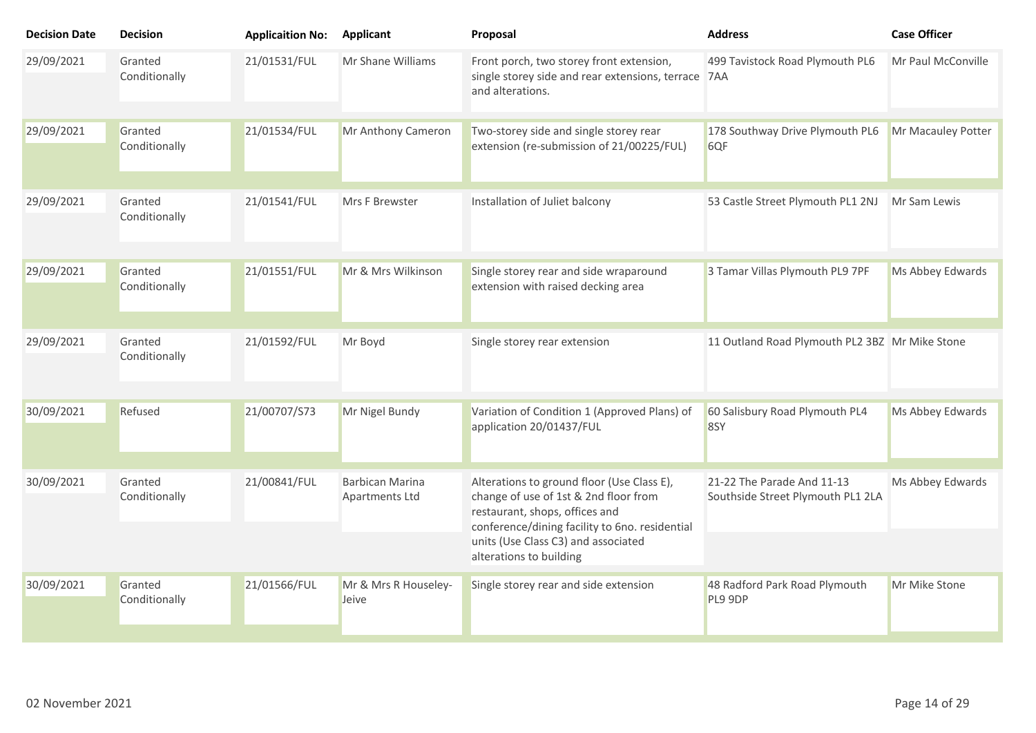| Decision Date | Decision | Applicaition No: | Applicant | Proposal | Address | Case Officer |
|---|---|---|---|---|---|---|
| 29/09/2021 | Granted Conditionally | 21/01531/FUL | Mr Shane Williams | Front porch, two storey front extension, single storey side and rear extensions, terrace and alterations. | 499 Tavistock Road Plymouth PL6 7AA | Mr Paul McConville |
| 29/09/2021 | Granted Conditionally | 21/01534/FUL | Mr Anthony Cameron | Two-storey side and single storey rear extension (re-submission of 21/00225/FUL) | 178 Southway Drive Plymouth PL6 6QF | Mr Macauley Potter |
| 29/09/2021 | Granted Conditionally | 21/01541/FUL | Mrs F Brewster | Installation of Juliet balcony | 53 Castle Street Plymouth PL1 2NJ | Mr Sam Lewis |
| 29/09/2021 | Granted Conditionally | 21/01551/FUL | Mr & Mrs Wilkinson | Single storey rear and side wraparound extension with raised decking area | 3 Tamar Villas Plymouth PL9 7PF | Ms Abbey Edwards |
| 29/09/2021 | Granted Conditionally | 21/01592/FUL | Mr Boyd | Single storey rear extension | 11 Outland Road Plymouth PL2 3BZ | Mr Mike Stone |
| 30/09/2021 | Refused | 21/00707/S73 | Mr Nigel Bundy | Variation of Condition 1 (Approved Plans) of application 20/01437/FUL | 60 Salisbury Road Plymouth PL4 8SY | Ms Abbey Edwards |
| 30/09/2021 | Granted Conditionally | 21/00841/FUL | Barbican Marina Apartments Ltd | Alterations to ground floor (Use Class E), change of use of 1st & 2nd floor from restaurant, shops, offices and conference/dining facility to 6no. residential units (Use Class C3) and associated alterations to building | 21-22 The Parade And 11-13 Southside Street Plymouth PL1 2LA | Ms Abbey Edwards |
| 30/09/2021 | Granted Conditionally | 21/01566/FUL | Mr & Mrs R Houseley-Jeive | Single storey rear and side extension | 48 Radford Park Road Plymouth PL9 9DP | Mr Mike Stone |

02 November 2021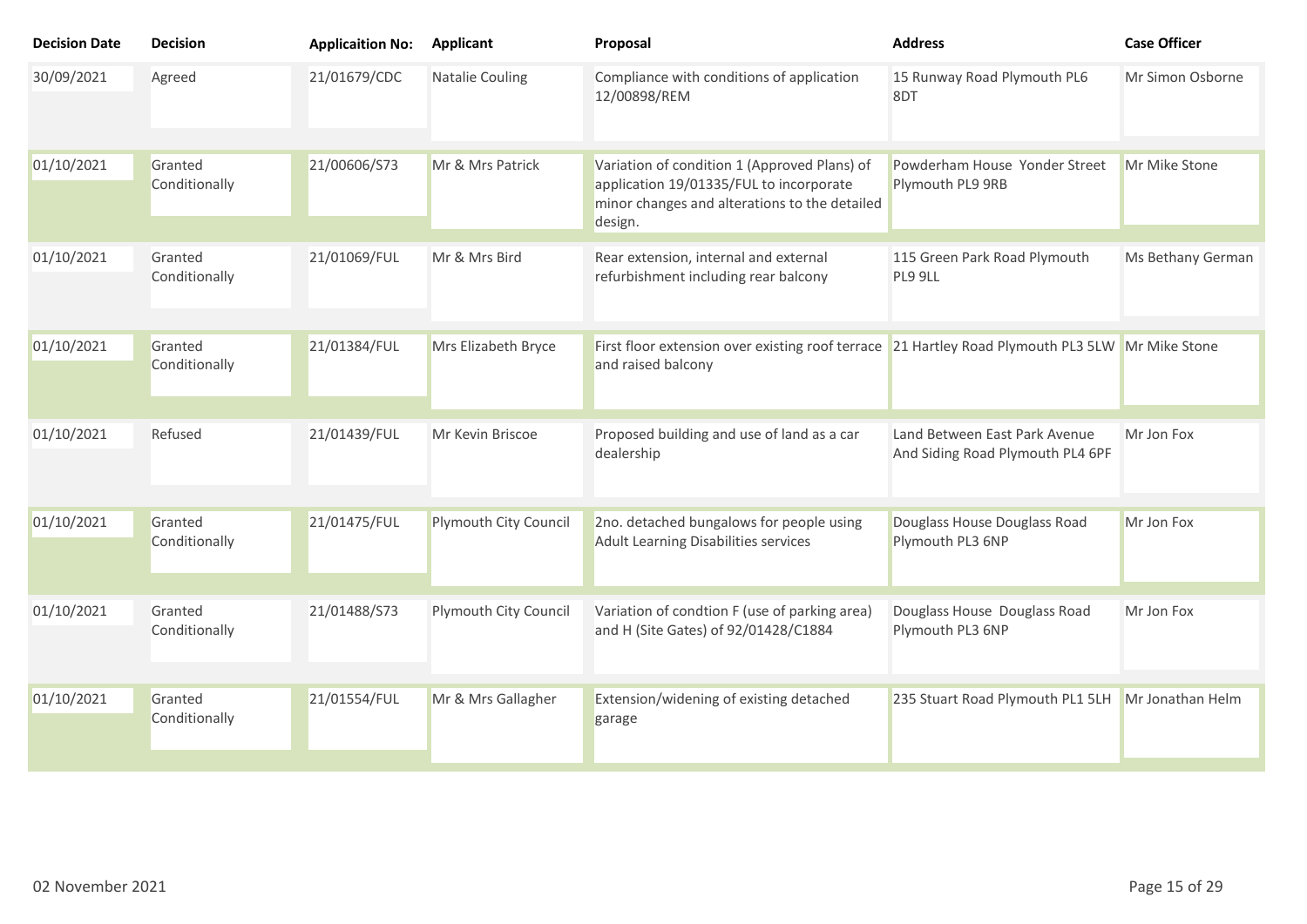| Decision Date | Decision | Applicaition No: | Applicant | Proposal | Address | Case Officer |
|---|---|---|---|---|---|---|
| 30/09/2021 | Agreed | 21/01679/CDC | Natalie Couling | Compliance with conditions of application 12/00898/REM | 15 Runway Road Plymouth PL6 8DT | Mr Simon Osborne |
| 01/10/2021 | Granted Conditionally | 21/00606/S73 | Mr & Mrs Patrick | Variation of condition 1 (Approved Plans) of application 19/01335/FUL to incorporate minor changes and alterations to the detailed design. | Powderham House Yonder Street Plymouth PL9 9RB | Mr Mike Stone |
| 01/10/2021 | Granted Conditionally | 21/01069/FUL | Mr & Mrs Bird | Rear extension, internal and external refurbishment including rear balcony | 115 Green Park Road Plymouth PL9 9LL | Ms Bethany German |
| 01/10/2021 | Granted Conditionally | 21/01384/FUL | Mrs Elizabeth Bryce | First floor extension over existing roof terrace and raised balcony | 21 Hartley Road Plymouth PL3 5LW | Mr Mike Stone |
| 01/10/2021 | Refused | 21/01439/FUL | Mr Kevin Briscoe | Proposed building and use of land as a car dealership | Land Between East Park Avenue And Siding Road Plymouth PL4 6PF | Mr Jon Fox |
| 01/10/2021 | Granted Conditionally | 21/01475/FUL | Plymouth City Council | 2no. detached bungalows for people using Adult Learning Disabilities services | Douglass House Douglass Road Plymouth PL3 6NP | Mr Jon Fox |
| 01/10/2021 | Granted Conditionally | 21/01488/S73 | Plymouth City Council | Variation of condtion F (use of parking area) and H (Site Gates) of 92/01428/C1884 | Douglass House Douglass Road Plymouth PL3 6NP | Mr Jon Fox |
| 01/10/2021 | Granted Conditionally | 21/01554/FUL | Mr & Mrs Gallagher | Extension/widening of existing detached garage | 235 Stuart Road Plymouth PL1 5LH | Mr Jonathan Helm |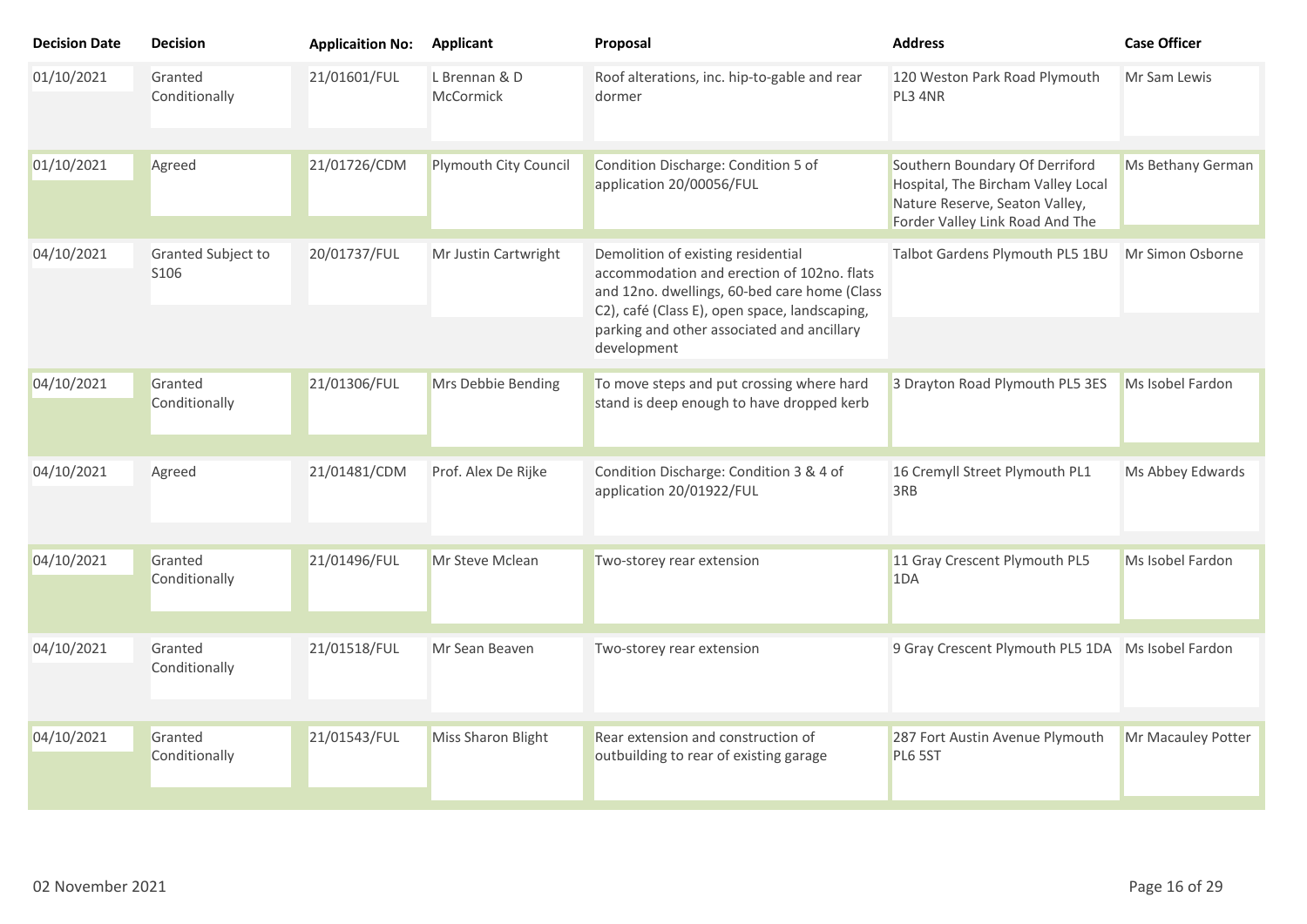| Decision Date | Decision | Applicaition No: | Applicant | Proposal | Address | Case Officer |
|---|---|---|---|---|---|---|
| 01/10/2021 | Granted Conditionally | 21/01601/FUL | L Brennan & D McCormick | Roof alterations, inc. hip-to-gable and rear dormer | 120 Weston Park Road Plymouth PL3 4NR | Mr Sam Lewis |
| 01/10/2021 | Agreed | 21/01726/CDM | Plymouth City Council | Condition Discharge: Condition 5 of application 20/00056/FUL | Southern Boundary Of Derriford Hospital, The Bircham Valley Local Nature Reserve, Seaton Valley, Forder Valley Link Road And The | Ms Bethany German |
| 04/10/2021 | Granted Subject to S106 | 20/01737/FUL | Mr Justin Cartwright | Demolition of existing residential accommodation and erection of 102no. flats and 12no. dwellings, 60-bed care home (Class C2), café (Class E), open space, landscaping, parking and other associated and ancillary development | Talbot Gardens Plymouth PL5 1BU | Mr Simon Osborne |
| 04/10/2021 | Granted Conditionally | 21/01306/FUL | Mrs Debbie Bending | To move steps and put crossing where hard stand is deep enough to have dropped kerb | 3 Drayton Road Plymouth PL5 3ES | Ms Isobel Fardon |
| 04/10/2021 | Agreed | 21/01481/CDM | Prof. Alex De Rijke | Condition Discharge: Condition 3 & 4 of application 20/01922/FUL | 16 Cremyll Street Plymouth PL1 3RB | Ms Abbey Edwards |
| 04/10/2021 | Granted Conditionally | 21/01496/FUL | Mr Steve Mclean | Two-storey rear extension | 11 Gray Crescent Plymouth PL5 1DA | Ms Isobel Fardon |
| 04/10/2021 | Granted Conditionally | 21/01518/FUL | Mr Sean Beaven | Two-storey rear extension | 9 Gray Crescent Plymouth PL5 1DA | Ms Isobel Fardon |
| 04/10/2021 | Granted Conditionally | 21/01543/FUL | Miss Sharon Blight | Rear extension and construction of outbuilding to rear of existing garage | 287 Fort Austin Avenue Plymouth PL6 5ST | Mr Macauley Potter |

02 November 2021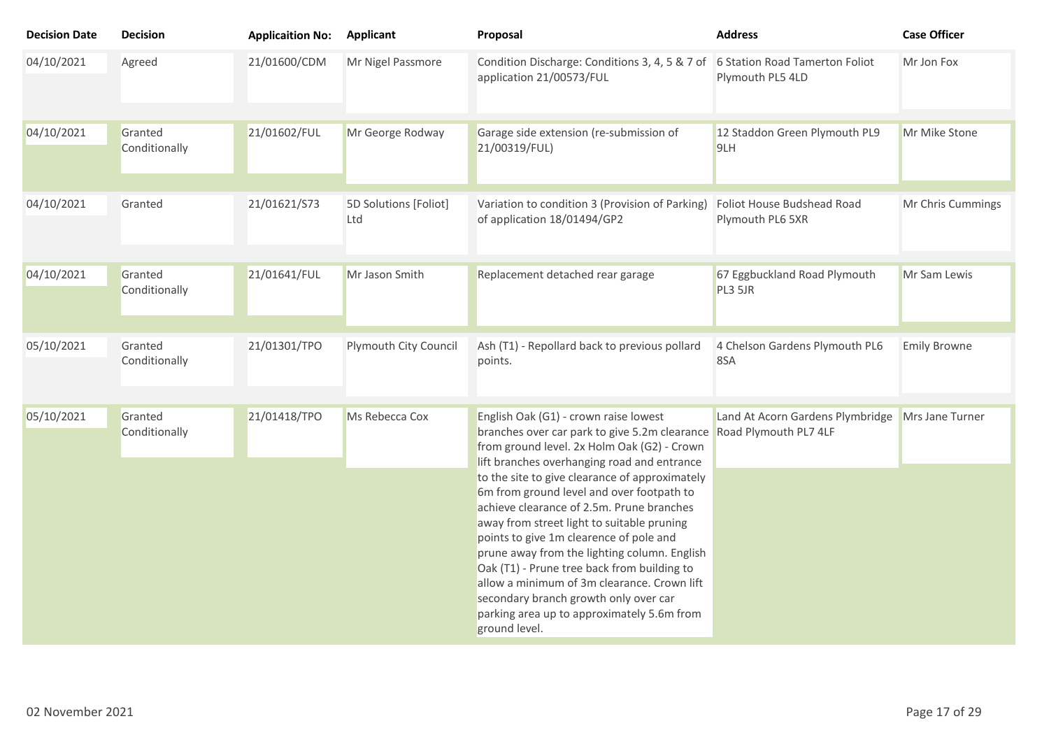| Decision Date | Decision | Applicaition No: | Applicant | Proposal | Address | Case Officer |
|---|---|---|---|---|---|---|
| 04/10/2021 | Agreed | 21/01600/CDM | Mr Nigel Passmore | Condition Discharge: Conditions 3, 4, 5 & 7 of application 21/00573/FUL | 6 Station Road Tamerton Foliot Plymouth PL5 4LD | Mr Jon Fox |
| 04/10/2021 | Granted Conditionally | 21/01602/FUL | Mr George Rodway | Garage side extension (re-submission of 21/00319/FUL) | 12 Staddon Green Plymouth PL9 9LH | Mr Mike Stone |
| 04/10/2021 | Granted | 21/01621/S73 | 5D Solutions [Foliot] Ltd | Variation to condition 3 (Provision of Parking) of application 18/01494/GP2 | Foliot House Budshead Road Plymouth PL6 5XR | Mr Chris Cummings |
| 04/10/2021 | Granted Conditionally | 21/01641/FUL | Mr Jason Smith | Replacement detached rear garage | 67 Eggbuckland Road Plymouth PL3 5JR | Mr Sam Lewis |
| 05/10/2021 | Granted Conditionally | 21/01301/TPO | Plymouth City Council | Ash (T1) - Repollard back to previous pollard points. | 4 Chelson Gardens Plymouth PL6 8SA | Emily Browne |
| 05/10/2021 | Granted Conditionally | 21/01418/TPO | Ms Rebecca Cox | English Oak (G1) - crown raise lowest branches over car park to give 5.2m clearance from ground level. 2x Holm Oak (G2) - Crown lift branches overhanging road and entrance to the site to give clearance of approximately 6m from ground level and over footpath to achieve clearance of 2.5m. Prune branches away from street light to suitable pruning points to give 1m clearence of pole and prune away from the lighting column. English Oak (T1) - Prune tree back from building to allow a minimum of 3m clearance. Crown lift secondary branch growth only over car parking area up to approximately 5.6m from ground level. | Land At Acorn Gardens Plymbridge Road Plymouth PL7 4LF | Mrs Jane Turner |

02 November 2021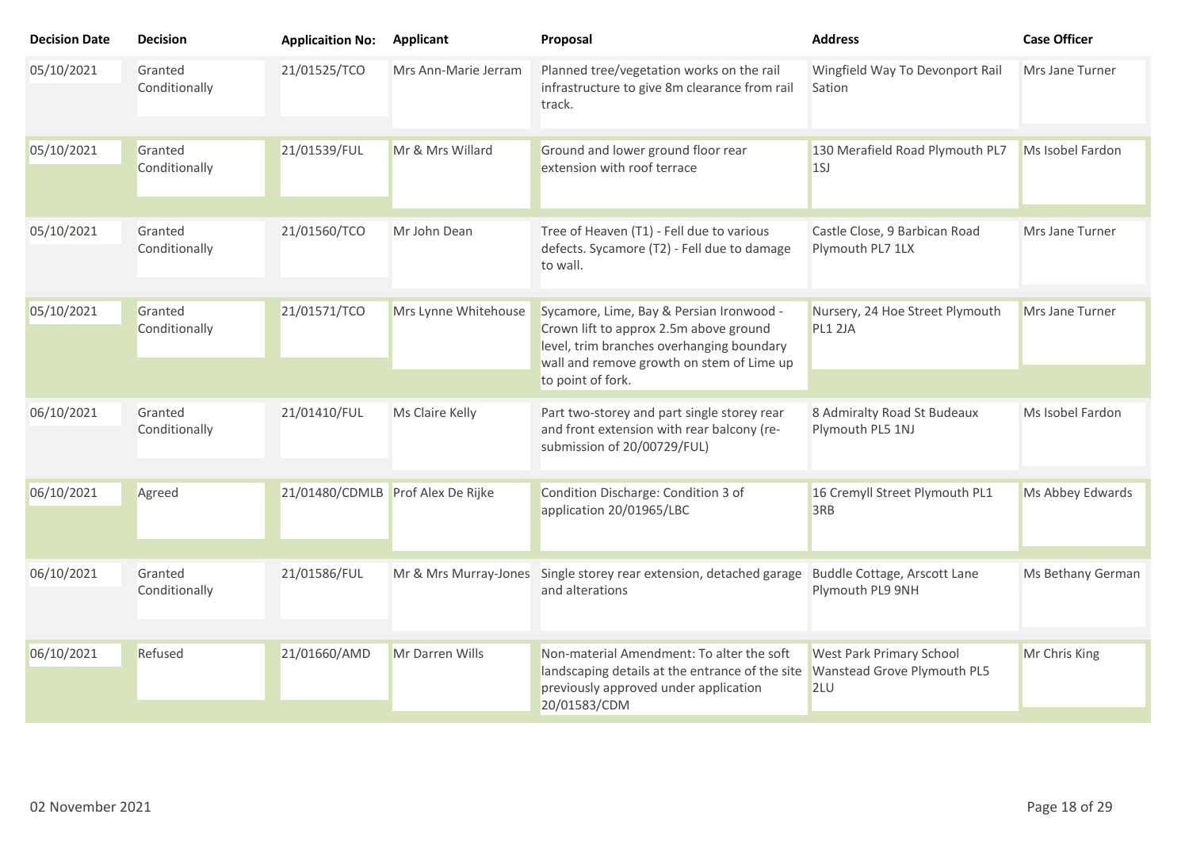| Decision Date | Decision | Applicaition No: | Applicant | Proposal | Address | Case Officer |
|---|---|---|---|---|---|---|
| 05/10/2021 | Granted Conditionally | 21/01525/TCO | Mrs Ann-Marie Jerram | Planned tree/vegetation works on the rail infrastructure to give 8m clearance from rail track. | Wingfield Way To Devonport Rail Sation | Mrs Jane Turner |
| 05/10/2021 | Granted Conditionally | 21/01539/FUL | Mr & Mrs Willard | Ground and lower ground floor rear extension with roof terrace | 130 Merafield Road Plymouth PL7 1SJ | Ms Isobel Fardon |
| 05/10/2021 | Granted Conditionally | 21/01560/TCO | Mr John Dean | Tree of Heaven (T1) - Fell due to various defects. Sycamore (T2) - Fell due to damage to wall. | Castle Close, 9 Barbican Road Plymouth PL7 1LX | Mrs Jane Turner |
| 05/10/2021 | Granted Conditionally | 21/01571/TCO | Mrs Lynne Whitehouse | Sycamore, Lime, Bay & Persian Ironwood - Crown lift to approx 2.5m above ground level, trim branches overhanging boundary wall and remove growth on stem of Lime up to point of fork. | Nursery, 24 Hoe Street Plymouth PL1 2JA | Mrs Jane Turner |
| 06/10/2021 | Granted Conditionally | 21/01410/FUL | Ms Claire Kelly | Part two-storey and part single storey rear and front extension with rear balcony (re-submission of 20/00729/FUL) | 8 Admiralty Road St Budeaux Plymouth PL5 1NJ | Ms Isobel Fardon |
| 06/10/2021 | Agreed | 21/01480/CDMLB | Prof Alex De Rijke | Condition Discharge: Condition 3 of application 20/01965/LBC | 16 Cremyll Street Plymouth PL1 3RB | Ms Abbey Edwards |
| 06/10/2021 | Granted Conditionally | 21/01586/FUL | Mr & Mrs Murray-Jones | Single storey rear extension, detached garage and alterations | Buddle Cottage, Arscott Lane Plymouth PL9 9NH | Ms Bethany German |
| 06/10/2021 | Refused | 21/01660/AMD | Mr Darren Wills | Non-material Amendment: To alter the soft landscaping details at the entrance of the site previously approved under application 20/01583/CDM | West Park Primary School Wanstead Grove Plymouth PL5 2LU | Mr Chris King |

02 November 2021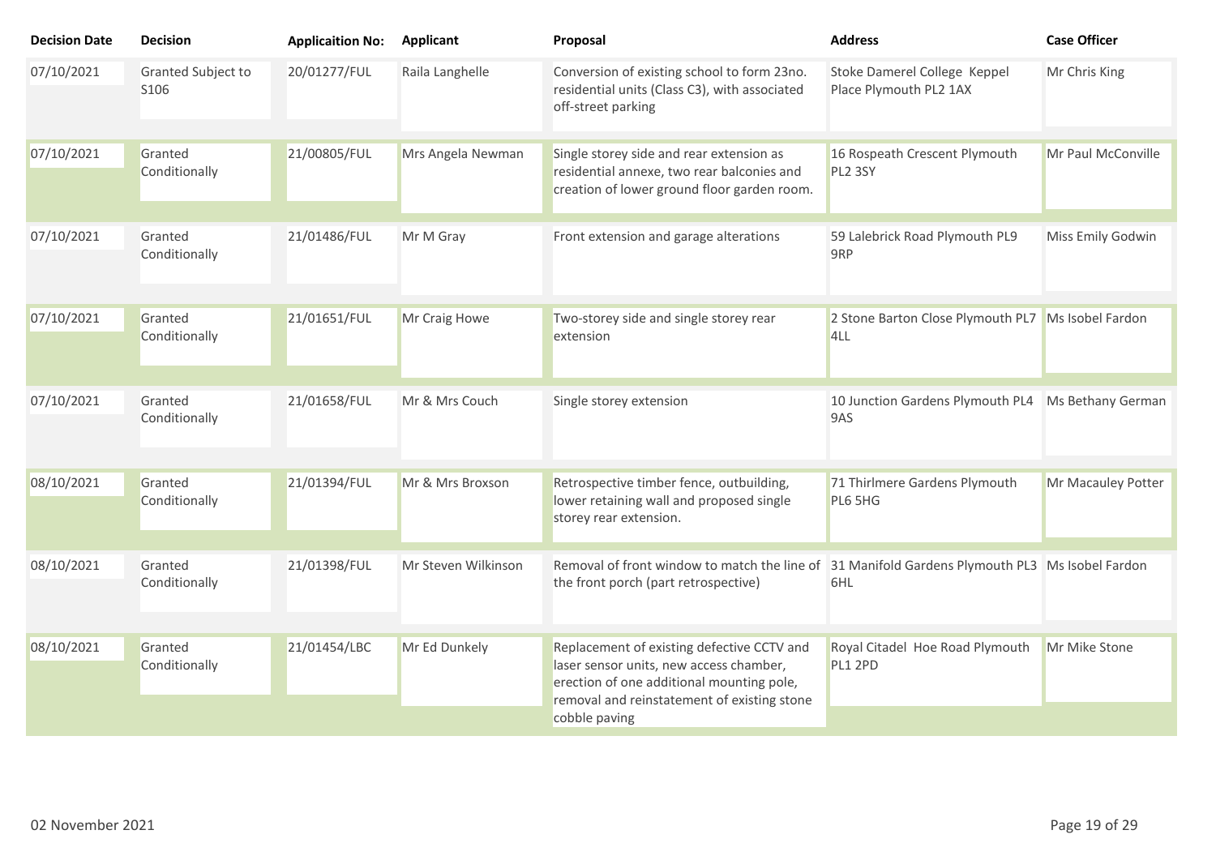| Decision Date | Decision | Applicaition No: | Applicant | Proposal | Address | Case Officer |
|---|---|---|---|---|---|---|
| 07/10/2021 | Granted Subject to S106 | 20/01277/FUL | Raila Langhelle | Conversion of existing school to form 23no. residential units (Class C3), with associated off-street parking | Stoke Damerel College Keppel Place Plymouth PL2 1AX | Mr Chris King |
| 07/10/2021 | Granted Conditionally | 21/00805/FUL | Mrs Angela Newman | Single storey side and rear extension as residential annexe, two rear balconies and creation of lower ground floor garden room. | 16 Rospeath Crescent Plymouth PL2 3SY | Mr Paul McConville |
| 07/10/2021 | Granted Conditionally | 21/01486/FUL | Mr M Gray | Front extension and garage alterations | 59 Lalebrick Road Plymouth PL9 9RP | Miss Emily Godwin |
| 07/10/2021 | Granted Conditionally | 21/01651/FUL | Mr Craig Howe | Two-storey side and single storey rear extension | 2 Stone Barton Close Plymouth PL7 4LL | Ms Isobel Fardon |
| 07/10/2021 | Granted Conditionally | 21/01658/FUL | Mr & Mrs Couch | Single storey extension | 10 Junction Gardens Plymouth PL4 9AS | Ms Bethany German |
| 08/10/2021 | Granted Conditionally | 21/01394/FUL | Mr & Mrs Broxson | Retrospective timber fence, outbuilding, lower retaining wall and proposed single storey rear extension. | 71 Thirlmere Gardens Plymouth PL6 5HG | Mr Macauley Potter |
| 08/10/2021 | Granted Conditionally | 21/01398/FUL | Mr Steven Wilkinson | Removal of front window to match the line of the front porch (part retrospective) | 31 Manifold Gardens Plymouth PL3 6HL | Ms Isobel Fardon |
| 08/10/2021 | Granted Conditionally | 21/01454/LBC | Mr Ed Dunkely | Replacement of existing defective CCTV and laser sensor units, new access chamber, erection of one additional mounting pole, removal and reinstatement of existing stone cobble paving | Royal Citadel Hoe Road Plymouth PL1 2PD | Mr Mike Stone |

02 November 2021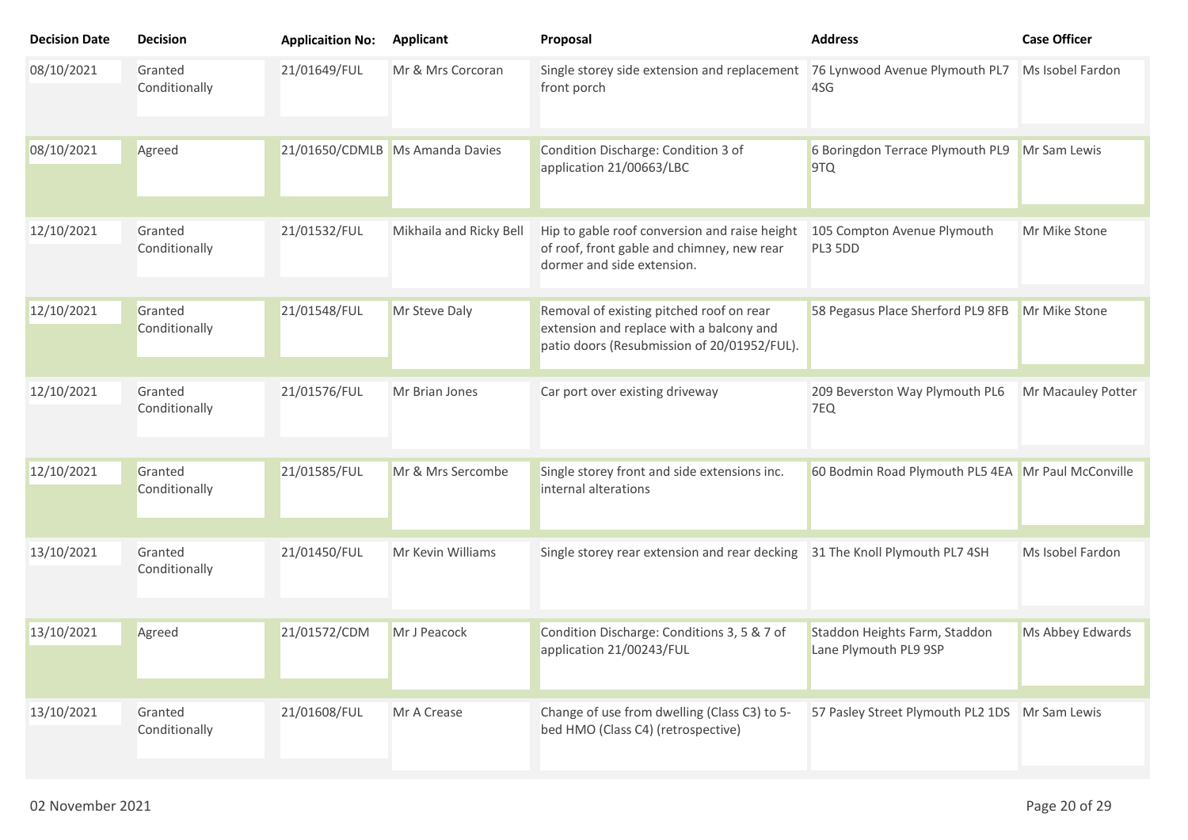| Decision Date | Decision | Applicaition No: | Applicant | Proposal | Address | Case Officer |
|---|---|---|---|---|---|---|
| 08/10/2021 | Granted Conditionally | 21/01649/FUL | Mr & Mrs Corcoran | Single storey side extension and replacement front porch | 76 Lynwood Avenue Plymouth PL7 4SG | Ms Isobel Fardon |
| 08/10/2021 | Agreed | 21/01650/CDMLB | Ms Amanda Davies | Condition Discharge: Condition 3 of application 21/00663/LBC | 6 Boringdon Terrace Plymouth PL9 9TQ | Mr Sam Lewis |
| 12/10/2021 | Granted Conditionally | 21/01532/FUL | Mikhaila and Ricky Bell | Hip to gable roof conversion and raise height of roof, front gable and chimney, new rear dormer and side extension. | 105 Compton Avenue Plymouth PL3 5DD | Mr Mike Stone |
| 12/10/2021 | Granted Conditionally | 21/01548/FUL | Mr Steve Daly | Removal of existing pitched roof on rear extension and replace with a balcony and patio doors (Resubmission of 20/01952/FUL). | 58 Pegasus Place Sherford PL9 8FB | Mr Mike Stone |
| 12/10/2021 | Granted Conditionally | 21/01576/FUL | Mr Brian Jones | Car port over existing driveway | 209 Beverston Way Plymouth PL6 7EQ | Mr Macauley Potter |
| 12/10/2021 | Granted Conditionally | 21/01585/FUL | Mr & Mrs Sercombe | Single storey front and side extensions inc. internal alterations | 60 Bodmin Road Plymouth PL5 4EA | Mr Paul McConville |
| 13/10/2021 | Granted Conditionally | 21/01450/FUL | Mr Kevin Williams | Single storey rear extension and rear decking | 31 The Knoll Plymouth PL7 4SH | Ms Isobel Fardon |
| 13/10/2021 | Agreed | 21/01572/CDM | Mr J Peacock | Condition Discharge: Conditions 3, 5 & 7 of application 21/00243/FUL | Staddon Heights Farm, Staddon Lane Plymouth PL9 9SP | Ms Abbey Edwards |
| 13/10/2021 | Granted Conditionally | 21/01608/FUL | Mr A Crease | Change of use from dwelling (Class C3) to 5-bed HMO (Class C4) (retrospective) | 57 Pasley Street Plymouth PL2 1DS | Mr Sam Lewis |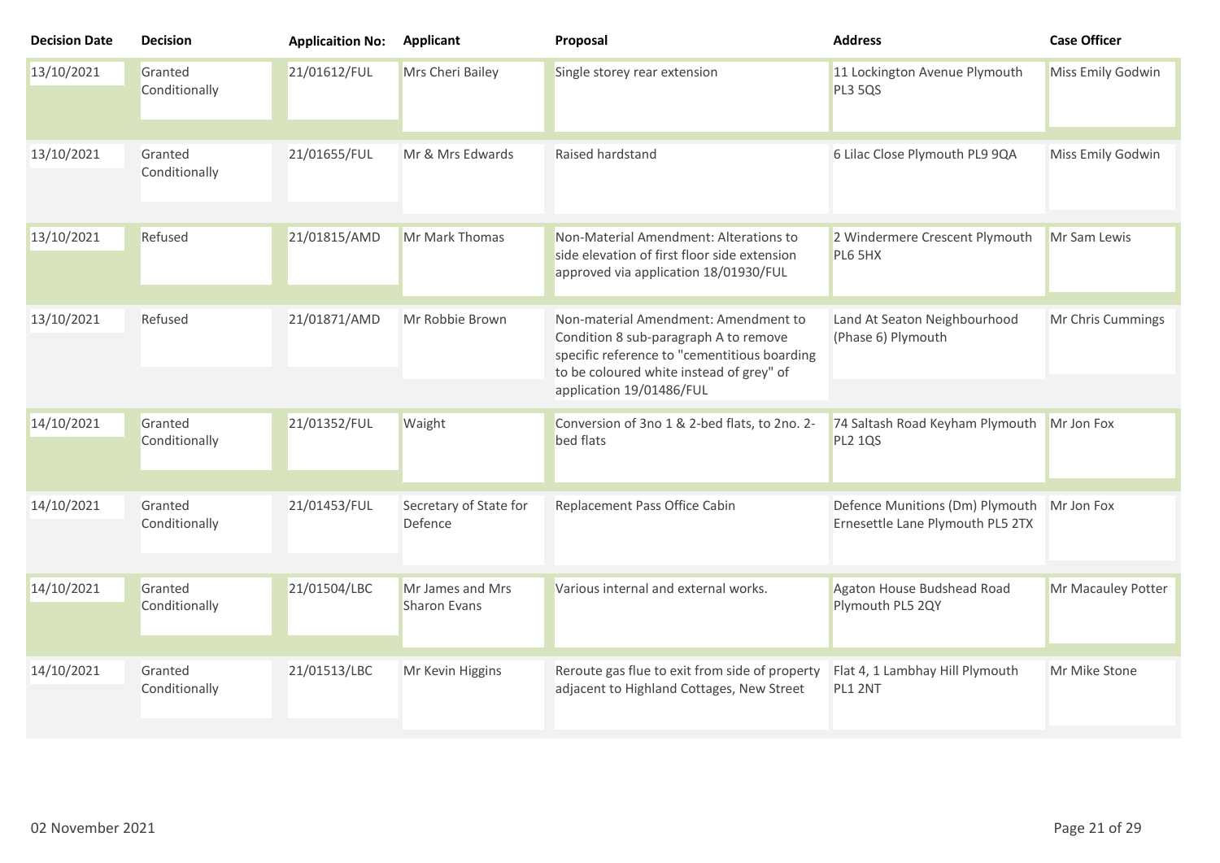| Decision Date | Decision | Applicaition No: | Applicant | Proposal | Address | Case Officer |
|---|---|---|---|---|---|---|
| 13/10/2021 | Granted Conditionally | 21/01612/FUL | Mrs Cheri Bailey | Single storey rear extension | 11 Lockington Avenue Plymouth PL3 5QS | Miss Emily Godwin |
| 13/10/2021 | Granted Conditionally | 21/01655/FUL | Mr & Mrs Edwards | Raised hardstand | 6 Lilac Close Plymouth PL9 9QA | Miss Emily Godwin |
| 13/10/2021 | Refused | 21/01815/AMD | Mr Mark Thomas | Non-Material Amendment: Alterations to side elevation of first floor side extension approved via application 18/01930/FUL | 2 Windermere Crescent Plymouth PL6 5HX | Mr Sam Lewis |
| 13/10/2021 | Refused | 21/01871/AMD | Mr Robbie Brown | Non-material Amendment: Amendment to Condition 8 sub-paragraph A to remove specific reference to "cementitious boarding to be coloured white instead of grey" of application 19/01486/FUL | Land At Seaton Neighbourhood (Phase 6) Plymouth | Mr Chris Cummings |
| 14/10/2021 | Granted Conditionally | 21/01352/FUL | Waight | Conversion of 3no 1 & 2-bed flats, to 2no. 2-bed flats | 74 Saltash Road Keyham Plymouth PL2 1QS | Mr Jon Fox |
| 14/10/2021 | Granted Conditionally | 21/01453/FUL | Secretary of State for Defence | Replacement Pass Office Cabin | Defence Munitions (Dm) Plymouth Ernesettle Lane Plymouth PL5 2TX | Mr Jon Fox |
| 14/10/2021 | Granted Conditionally | 21/01504/LBC | Mr James and Mrs Sharon Evans | Various internal and external works. | Agaton House Budshead Road Plymouth PL5 2QY | Mr Macauley Potter |
| 14/10/2021 | Granted Conditionally | 21/01513/LBC | Mr Kevin Higgins | Reroute gas flue to exit from side of property adjacent to Highland Cottages, New Street | Flat 4, 1 Lambhay Hill Plymouth PL1 2NT | Mr Mike Stone |

02 November 2021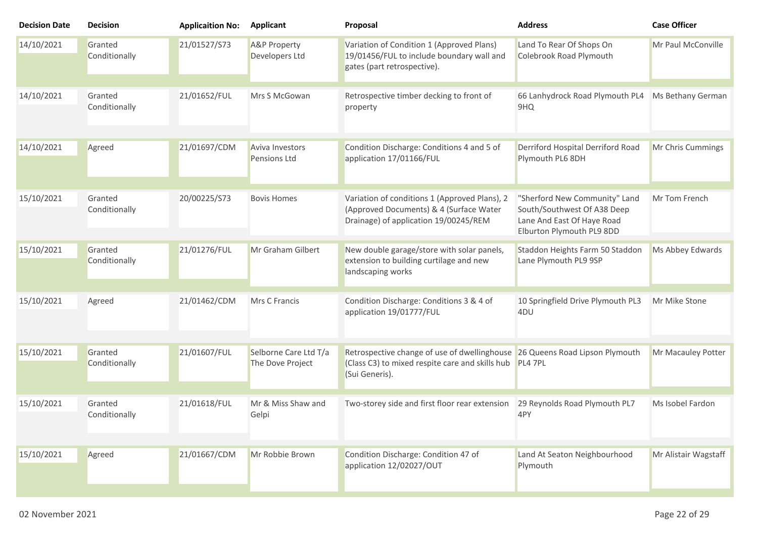| Decision Date | Decision | Applicaition No: | Applicant | Proposal | Address | Case Officer |
|---|---|---|---|---|---|---|
| 14/10/2021 | Granted Conditionally | 21/01527/S73 | A&P Property Developers Ltd | Variation of Condition 1 (Approved Plans) 19/01456/FUL to include boundary wall and gates (part retrospective). | Land To Rear Of Shops On Colebrook Road Plymouth | Mr Paul McConville |
| 14/10/2021 | Granted Conditionally | 21/01652/FUL | Mrs S McGowan | Retrospective timber decking to front of property | 66 Lanhydrock Road Plymouth PL4 9HQ | Ms Bethany German |
| 14/10/2021 | Agreed | 21/01697/CDM | Aviva Investors Pensions Ltd | Condition Discharge: Conditions 4 and 5 of application 17/01166/FUL | Derriford Hospital Derriford Road Plymouth PL6 8DH | Mr Chris Cummings |
| 15/10/2021 | Granted Conditionally | 20/00225/S73 | Bovis Homes | Variation of conditions 1 (Approved Plans), 2 (Approved Documents) & 4 (Surface Water Drainage) of application 19/00245/REM | "Sherford New Community" Land South/Southwest Of A38 Deep Lane And East Of Haye Road Elburton Plymouth PL9 8DD | Mr Tom French |
| 15/10/2021 | Granted Conditionally | 21/01276/FUL | Mr Graham Gilbert | New double garage/store with solar panels, extension to building curtilage and new landscaping works | Staddon Heights Farm 50 Staddon Lane Plymouth PL9 9SP | Ms Abbey Edwards |
| 15/10/2021 | Agreed | 21/01462/CDM | Mrs C Francis | Condition Discharge: Conditions 3 & 4 of application 19/01777/FUL | 10 Springfield Drive Plymouth PL3 4DU | Mr Mike Stone |
| 15/10/2021 | Granted Conditionally | 21/01607/FUL | Selborne Care Ltd T/a The Dove Project | Retrospective change of use of dwellinghouse (Class C3) to mixed respite care and skills hub (Sui Generis). | 26 Queens Road Lipson Plymouth PL4 7PL | Mr Macauley Potter |
| 15/10/2021 | Granted Conditionally | 21/01618/FUL | Mr & Miss Shaw and Gelpi | Two-storey side and first floor rear extension | 29 Reynolds Road Plymouth PL7 4PY | Ms Isobel Fardon |
| 15/10/2021 | Agreed | 21/01667/CDM | Mr Robbie Brown | Condition Discharge: Condition 47 of application 12/02027/OUT | Land At Seaton Neighbourhood Plymouth | Mr Alistair Wagstaff |

02 November 2021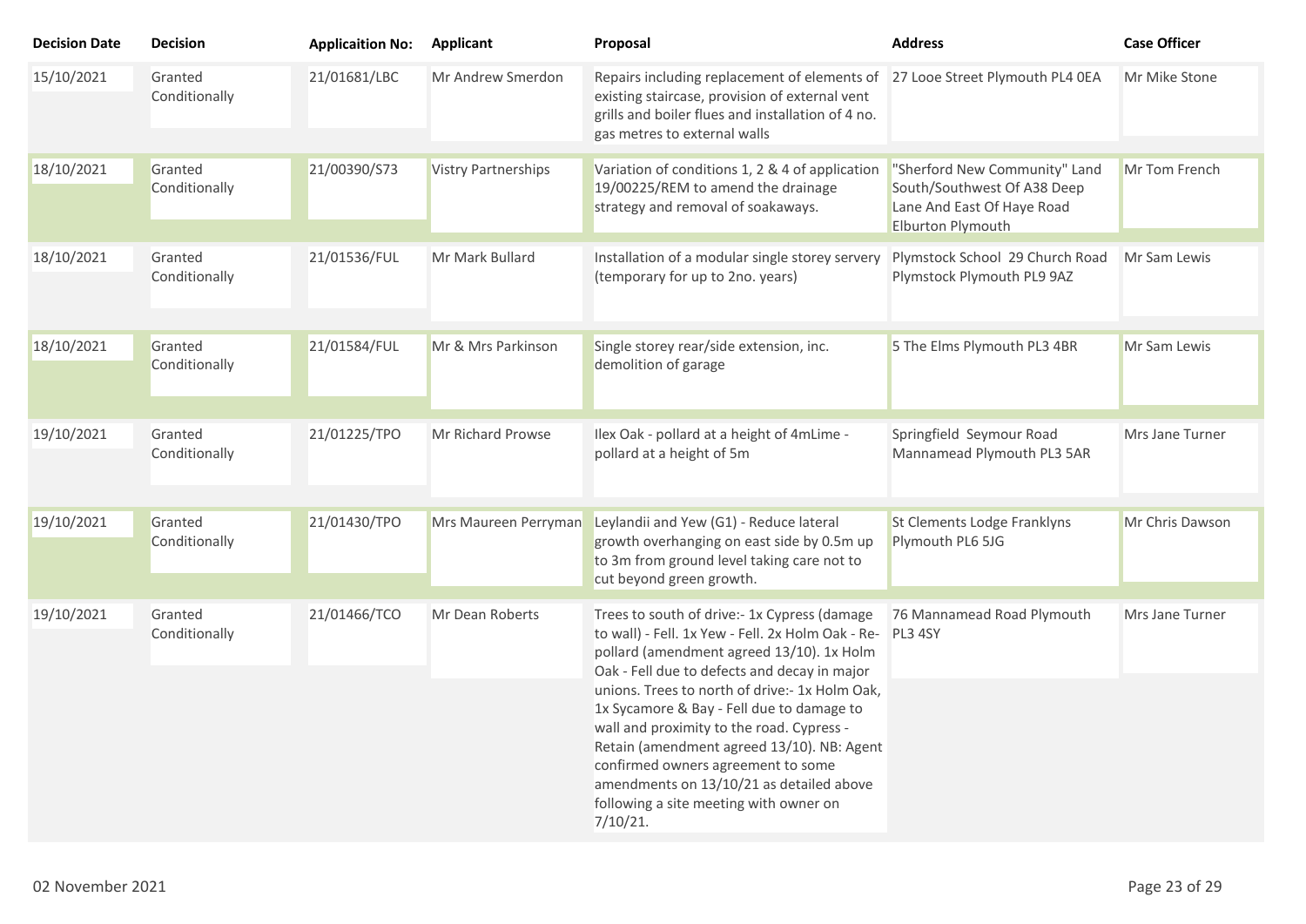| Decision Date | Decision | Applicaition No: | Applicant | Proposal | Address | Case Officer |
|---|---|---|---|---|---|---|
| 15/10/2021 | Granted Conditionally | 21/01681/LBC | Mr Andrew Smerdon | Repairs including replacement of elements of existing staircase, provision of external vent grills and boiler flues and installation of 4 no. gas metres to external walls | 27 Looe Street Plymouth PL4 0EA | Mr Mike Stone |
| 18/10/2021 | Granted Conditionally | 21/00390/S73 | Vistry Partnerships | Variation of conditions 1, 2 & 4 of application 19/00225/REM to amend the drainage strategy and removal of soakaways. | "Sherford New Community" Land South/Southwest Of A38 Deep Lane And East Of Haye Road Elburton Plymouth | Mr Tom French |
| 18/10/2021 | Granted Conditionally | 21/01536/FUL | Mr Mark Bullard | Installation of a modular single storey servery (temporary for up to 2no. years) | Plymstock School 29 Church Road Plymstock Plymouth PL9 9AZ | Mr Sam Lewis |
| 18/10/2021 | Granted Conditionally | 21/01584/FUL | Mr & Mrs Parkinson | Single storey rear/side extension, inc. demolition of garage | 5 The Elms Plymouth PL3 4BR | Mr Sam Lewis |
| 19/10/2021 | Granted Conditionally | 21/01225/TPO | Mr Richard Prowse | Ilex Oak - pollard at a height of 4mLime - pollard at a height of 5m | Springfield Seymour Road Mannamead Plymouth PL3 5AR | Mrs Jane Turner |
| 19/10/2021 | Granted Conditionally | 21/01430/TPO | Mrs Maureen Perryman | Leylandii and Yew (G1) - Reduce lateral growth overhanging on east side by 0.5m up to 3m from ground level taking care not to cut beyond green growth. | St Clements Lodge Franklyns Plymouth PL6 5JG | Mr Chris Dawson |
| 19/10/2021 | Granted Conditionally | 21/01466/TCO | Mr Dean Roberts | Trees to south of drive:- 1x Cypress (damage to wall) - Fell. 1x Yew - Fell. 2x Holm Oak - Re-pollard (amendment agreed 13/10). 1x Holm Oak - Fell due to defects and decay in major unions. Trees to north of drive:- 1x Holm Oak, 1x Sycamore & Bay - Fell due to damage to wall and proximity to the road. Cypress - Retain (amendment agreed 13/10). NB: Agent confirmed owners agreement to some amendments on 13/10/21 as detailed above following a site meeting with owner on 7/10/21. | 76 Mannamead Road Plymouth PL3 4SY | Mrs Jane Turner |

02 November 2021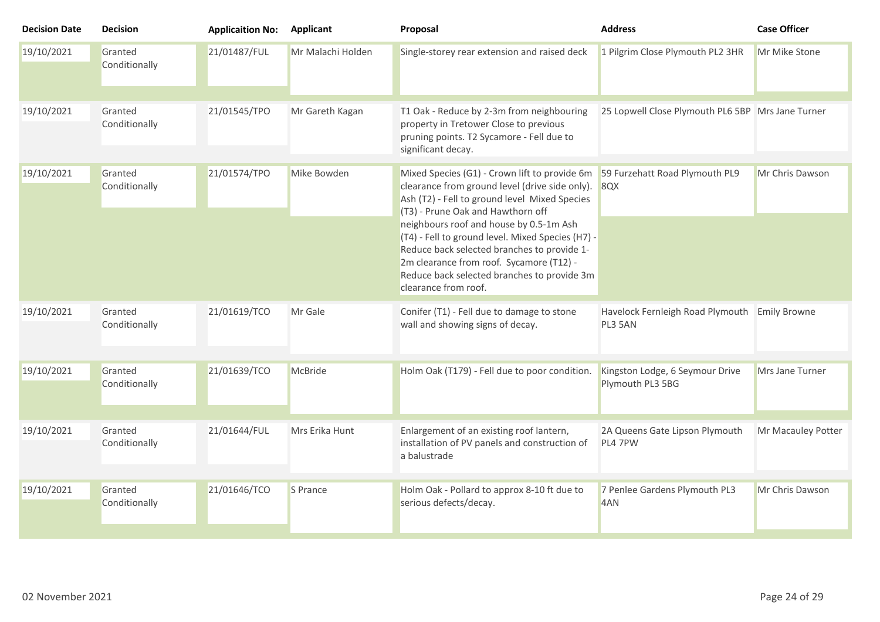| Decision Date | Decision | Applicaition No: | Applicant | Proposal | Address | Case Officer |
|---|---|---|---|---|---|---|
| 19/10/2021 | Granted Conditionally | 21/01487/FUL | Mr Malachi Holden | Single-storey rear extension and raised deck | 1 Pilgrim Close Plymouth PL2 3HR | Mr Mike Stone |
| 19/10/2021 | Granted Conditionally | 21/01545/TPO | Mr Gareth Kagan | T1 Oak - Reduce by 2-3m from neighbouring property in Tretower Close to previous pruning points. T2 Sycamore - Fell due to significant decay. | 25 Lopwell Close Plymouth PL6 5BP | Mrs Jane Turner |
| 19/10/2021 | Granted Conditionally | 21/01574/TPO | Mike Bowden | Mixed Species (G1) - Crown lift to provide 6m clearance from ground level (drive side only). Ash (T2) - Fell to ground level Mixed Species (T3) - Prune Oak and Hawthorn off neighbours roof and house by 0.5-1m Ash (T4) - Fell to ground level. Mixed Species (H7) - Reduce back selected branches to provide 1-2m clearance from roof. Sycamore (T12) - Reduce back selected branches to provide 3m clearance from roof. | 59 Furzehatt Road Plymouth PL9 8QX | Mr Chris Dawson |
| 19/10/2021 | Granted Conditionally | 21/01619/TCO | Mr Gale | Conifer (T1) - Fell due to damage to stone wall and showing signs of decay. | Havelock Fernleigh Road Plymouth PL3 5AN | Emily Browne |
| 19/10/2021 | Granted Conditionally | 21/01639/TCO | McBride | Holm Oak (T179) - Fell due to poor condition. | Kingston Lodge, 6 Seymour Drive Plymouth PL3 5BG | Mrs Jane Turner |
| 19/10/2021 | Granted Conditionally | 21/01644/FUL | Mrs Erika Hunt | Enlargement of an existing roof lantern, installation of PV panels and construction of a balustrade | 2A Queens Gate Lipson Plymouth PL4 7PW | Mr Macauley Potter |
| 19/10/2021 | Granted Conditionally | 21/01646/TCO | S Prance | Holm Oak - Pollard to approx 8-10 ft due to serious defects/decay. | 7 Penlee Gardens Plymouth PL3 4AN | Mr Chris Dawson |

02 November 2021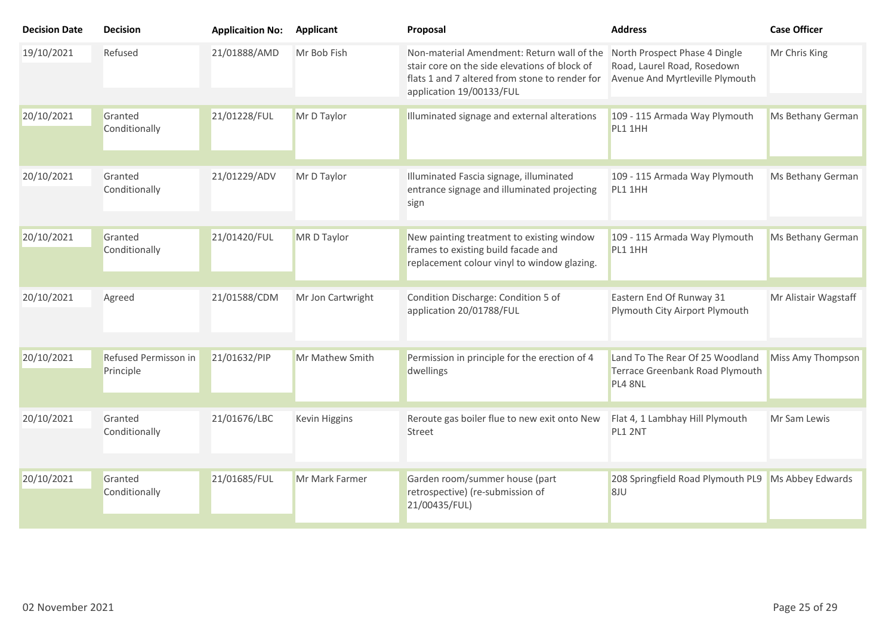| Decision Date | Decision | Applicaition No: | Applicant | Proposal | Address | Case Officer |
| --- | --- | --- | --- | --- | --- | --- |
| 19/10/2021 | Refused | 21/01888/AMD | Mr Bob Fish | Non-material Amendment: Return wall of the stair core on the side elevations of block of flats 1 and 7 altered from stone to render for application 19/00133/FUL | North Prospect Phase 4 Dingle Road, Laurel Road, Rosedown Avenue And Myrtleville Plymouth | Mr Chris King |
| 20/10/2021 | Granted Conditionally | 21/01228/FUL | Mr D Taylor | Illuminated signage and external alterations | 109 - 115 Armada Way Plymouth PL1 1HH | Ms Bethany German |
| 20/10/2021 | Granted Conditionally | 21/01229/ADV | Mr D Taylor | Illuminated Fascia signage, illuminated entrance signage and illuminated projecting sign | 109 - 115 Armada Way Plymouth PL1 1HH | Ms Bethany German |
| 20/10/2021 | Granted Conditionally | 21/01420/FUL | MR D Taylor | New painting treatment to existing window frames to existing build facade and replacement colour vinyl to window glazing. | 109 - 115 Armada Way Plymouth PL1 1HH | Ms Bethany German |
| 20/10/2021 | Agreed | 21/01588/CDM | Mr Jon Cartwright | Condition Discharge: Condition 5 of application 20/01788/FUL | Eastern End Of Runway 31 Plymouth City Airport Plymouth | Mr Alistair Wagstaff |
| 20/10/2021 | Refused Permisson in Principle | 21/01632/PIP | Mr Mathew Smith | Permission in principle for the erection of 4 dwellings | Land To The Rear Of 25 Woodland Terrace Greenbank Road Plymouth PL4 8NL | Miss Amy Thompson |
| 20/10/2021 | Granted Conditionally | 21/01676/LBC | Kevin Higgins | Reroute gas boiler flue to new exit onto New Street | Flat 4, 1 Lambhay Hill Plymouth PL1 2NT | Mr Sam Lewis |
| 20/10/2021 | Granted Conditionally | 21/01685/FUL | Mr Mark Farmer | Garden room/summer house (part retrospective) (re-submission of 21/00435/FUL) | 208 Springfield Road Plymouth PL9 8JU | Ms Abbey Edwards |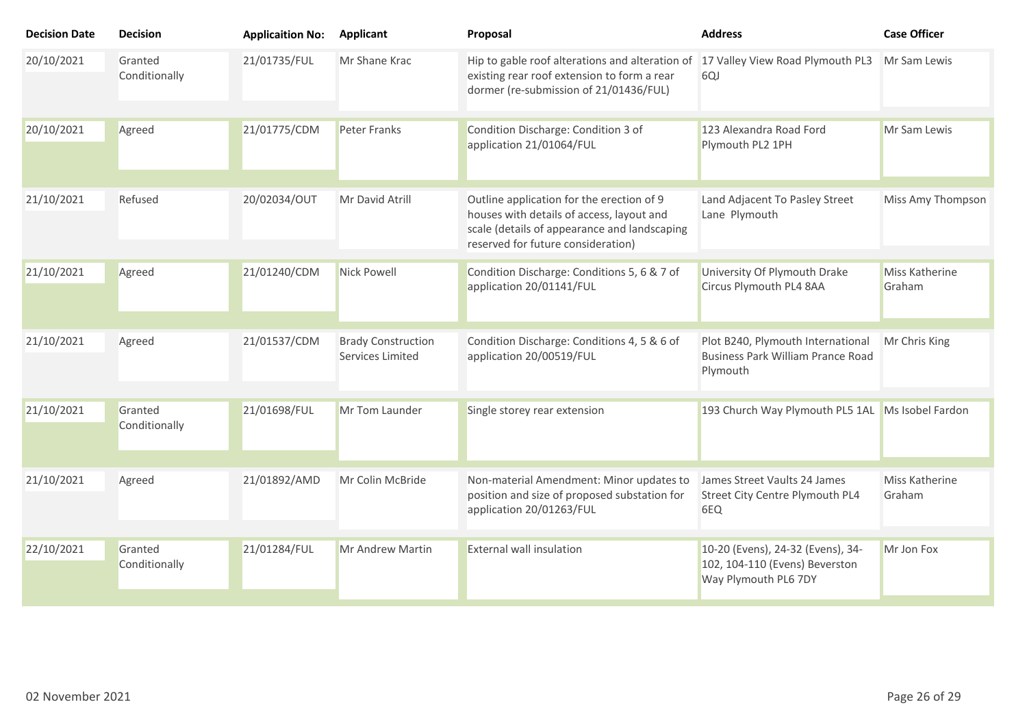| Decision Date | Decision | Applicaition No: | Applicant | Proposal | Address | Case Officer |
|---|---|---|---|---|---|---|
| 20/10/2021 | Granted Conditionally | 21/01735/FUL | Mr Shane Krac | Hip to gable roof alterations and alteration of existing rear roof extension to form a rear dormer (re-submission of 21/01436/FUL) | 17 Valley View Road Plymouth PL3 6QJ | Mr Sam Lewis |
| 20/10/2021 | Agreed | 21/01775/CDM | Peter Franks | Condition Discharge: Condition 3 of application 21/01064/FUL | 123 Alexandra Road Ford Plymouth PL2 1PH | Mr Sam Lewis |
| 21/10/2021 | Refused | 20/02034/OUT | Mr David Atrill | Outline application for the erection of 9 houses with details of access, layout and scale (details of appearance and landscaping reserved for future consideration) | Land Adjacent To Pasley Street Lane Plymouth | Miss Amy Thompson |
| 21/10/2021 | Agreed | 21/01240/CDM | Nick Powell | Condition Discharge: Conditions 5, 6 & 7 of application 20/01141/FUL | University Of Plymouth Drake Circus Plymouth PL4 8AA | Miss Katherine Graham |
| 21/10/2021 | Agreed | 21/01537/CDM | Brady Construction Services Limited | Condition Discharge: Conditions 4, 5 & 6 of application 20/00519/FUL | Plot B240, Plymouth International Business Park William Prance Road Plymouth | Mr Chris King |
| 21/10/2021 | Granted Conditionally | 21/01698/FUL | Mr Tom Launder | Single storey rear extension | 193 Church Way Plymouth PL5 1AL | Ms Isobel Fardon |
| 21/10/2021 | Agreed | 21/01892/AMD | Mr Colin McBride | Non-material Amendment: Minor updates to position and size of proposed substation for application 20/01263/FUL | James Street Vaults 24 James Street City Centre Plymouth PL4 6EQ | Miss Katherine Graham |
| 22/10/2021 | Granted Conditionally | 21/01284/FUL | Mr Andrew Martin | External wall insulation | 10-20 (Evens), 24-32 (Evens), 34-102, 104-110 (Evens) Beverston Way Plymouth PL6 7DY | Mr Jon Fox |

02 November 2021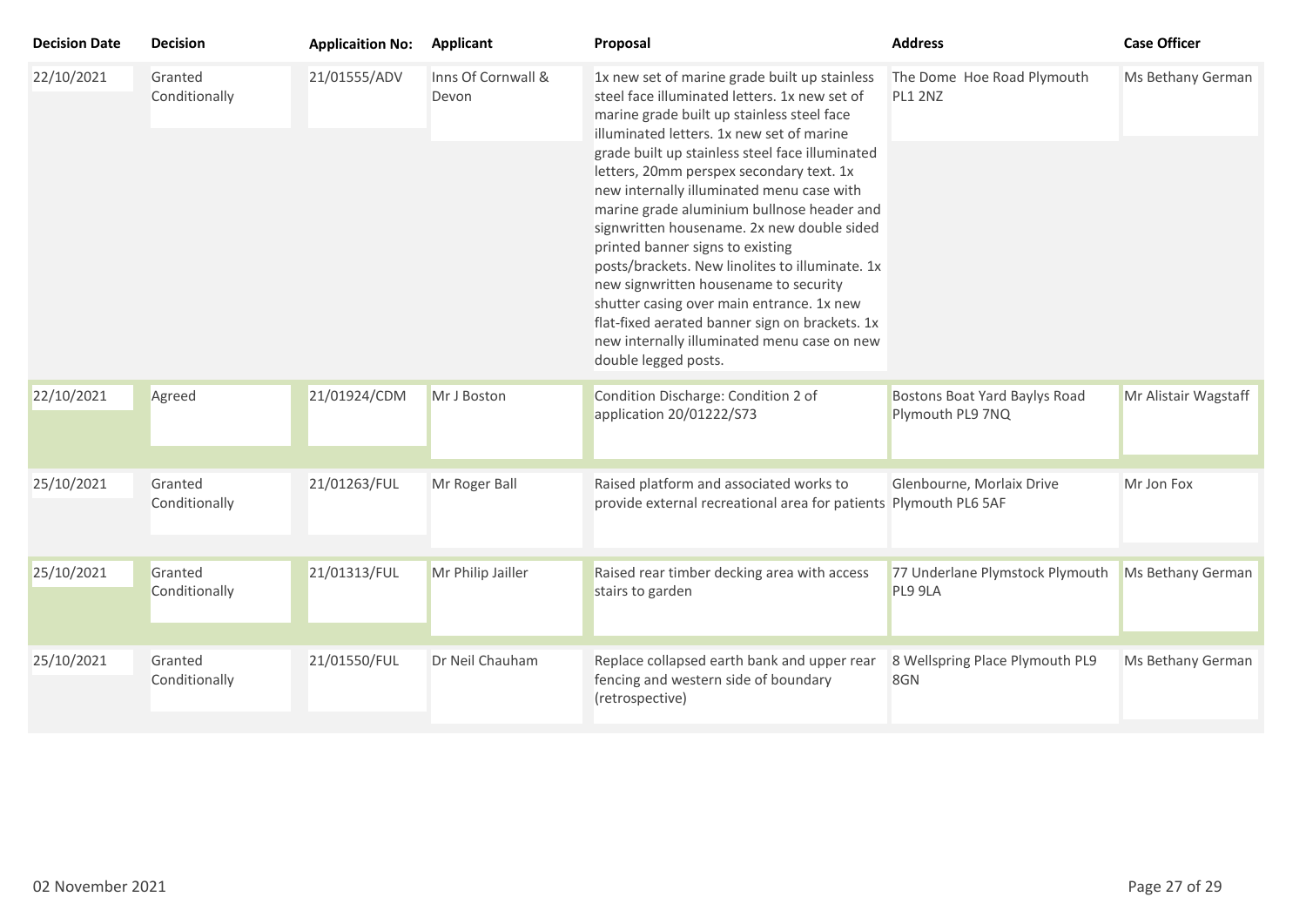| Decision Date | Decision | Applicaition No: | Applicant | Proposal | Address | Case Officer |
|---|---|---|---|---|---|---|
| 22/10/2021 | Granted Conditionally | 21/01555/ADV | Inns Of Cornwall & Devon | 1x new set of marine grade built up stainless steel face illuminated letters. 1x new set of marine grade built up stainless steel face illuminated letters. 1x new set of marine grade built up stainless steel face illuminated letters, 20mm perspex secondary text. 1x new internally illuminated menu case with marine grade aluminium bullnose header and signwritten housename. 2x new double sided printed banner signs to existing posts/brackets. New linolites to illuminate. 1x new signwritten housename to security shutter casing over main entrance. 1x new flat-fixed aerated banner sign on brackets. 1x new internally illuminated menu case on new double legged posts. | The Dome Hoe Road Plymouth PL1 2NZ | Ms Bethany German |
| 22/10/2021 | Agreed | 21/01924/CDM | Mr J Boston | Condition Discharge: Condition 2 of application 20/01222/S73 | Bostons Boat Yard Baylys Road Plymouth PL9 7NQ | Mr Alistair Wagstaff |
| 25/10/2021 | Granted Conditionally | 21/01263/FUL | Mr Roger Ball | Raised platform and associated works to provide external recreational area for patients | Glenbourne, Morlaix Drive Plymouth PL6 5AF | Mr Jon Fox |
| 25/10/2021 | Granted Conditionally | 21/01313/FUL | Mr Philip Jailler | Raised rear timber decking area with access stairs to garden | 77 Underlane Plymstock Plymouth PL9 9LA | Ms Bethany German |
| 25/10/2021 | Granted Conditionally | 21/01550/FUL | Dr Neil Chauham | Replace collapsed earth bank and upper rear fencing and western side of boundary (retrospective) | 8 Wellspring Place Plymouth PL9 8GN | Ms Bethany German |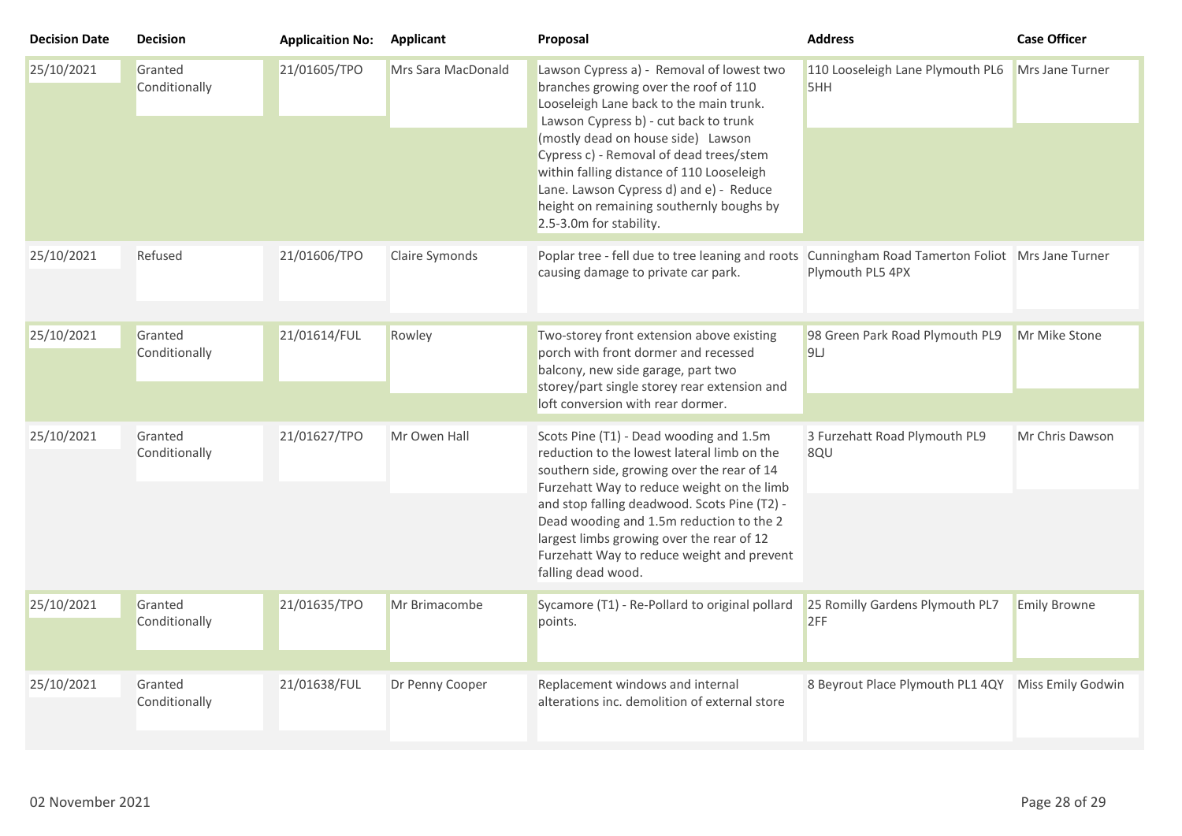| Decision Date | Decision | Applicaition No: | Applicant | Proposal | Address | Case Officer |
|---|---|---|---|---|---|---|
| 25/10/2021 | Granted Conditionally | 21/01605/TPO | Mrs Sara MacDonald | Lawson Cypress a) - Removal of lowest two branches growing over the roof of 110 Looseleigh Lane back to the main trunk. Lawson Cypress b) - cut back to trunk (mostly dead on house side) Lawson Cypress c) - Removal of dead trees/stem within falling distance of 110 Looseleigh Lane. Lawson Cypress d) and e) - Reduce height on remaining southernly boughs by 2.5-3.0m for stability. | 110 Looseleigh Lane Plymouth PL6 5HH | Mrs Jane Turner |
| 25/10/2021 | Refused | 21/01606/TPO | Claire Symonds | Poplar tree - fell due to tree leaning and roots causing damage to private car park. | Cunningham Road Tamerton Foliot Plymouth PL5 4PX | Mrs Jane Turner |
| 25/10/2021 | Granted Conditionally | 21/01614/FUL | Rowley | Two-storey front extension above existing porch with front dormer and recessed balcony, new side garage, part two storey/part single storey rear extension and loft conversion with rear dormer. | 98 Green Park Road Plymouth PL9 9LJ | Mr Mike Stone |
| 25/10/2021 | Granted Conditionally | 21/01627/TPO | Mr Owen Hall | Scots Pine (T1) - Dead wooding and 1.5m reduction to the lowest lateral limb on the southern side, growing over the rear of 14 Furzehatt Way to reduce weight on the limb and stop falling deadwood. Scots Pine (T2) - Dead wooding and 1.5m reduction to the 2 largest limbs growing over the rear of 12 Furzehatt Way to reduce weight and prevent falling dead wood. | 3 Furzehatt Road Plymouth PL9 8QU | Mr Chris Dawson |
| 25/10/2021 | Granted Conditionally | 21/01635/TPO | Mr Brimacombe | Sycamore (T1) - Re-Pollard to original pollard points. | 25 Romilly Gardens Plymouth PL7 2FF | Emily Browne |
| 25/10/2021 | Granted Conditionally | 21/01638/FUL | Dr Penny Cooper | Replacement windows and internal alterations inc. demolition of external store | 8 Beyrout Place Plymouth PL1 4QY | Miss Emily Godwin |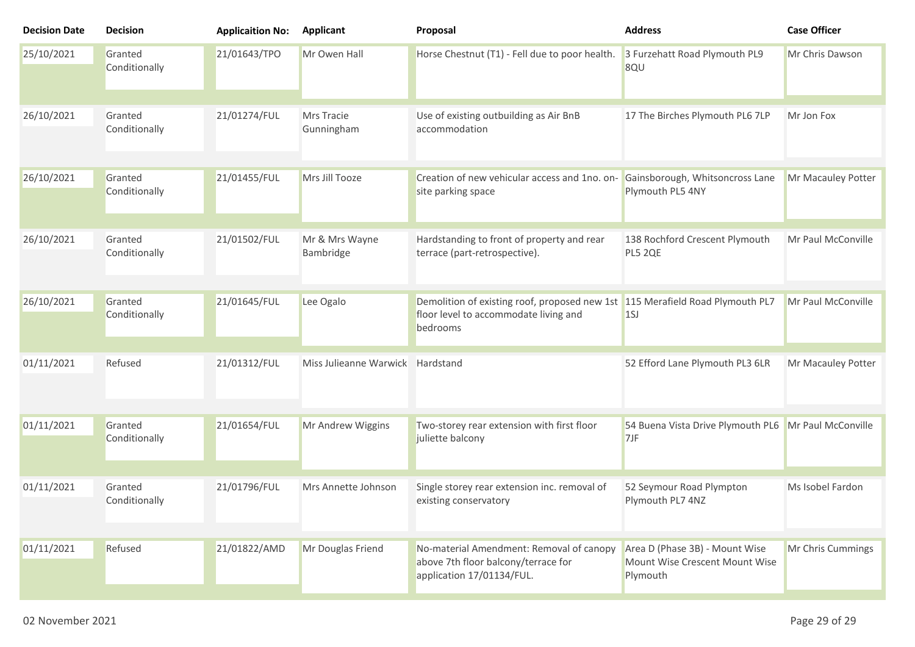| Decision Date | Decision | Applicaition No: | Applicant | Proposal | Address | Case Officer |
|---|---|---|---|---|---|---|
| 25/10/2021 | Granted Conditionally | 21/01643/TPO | Mr Owen Hall | Horse Chestnut (T1) - Fell due to poor health. | 3 Furzehatt Road Plymouth PL9 8QU | Mr Chris Dawson |
| 26/10/2021 | Granted Conditionally | 21/01274/FUL | Mrs Tracie Gunningham | Use of existing outbuilding as Air BnB accommodation | 17 The Birches Plymouth PL6 7LP | Mr Jon Fox |
| 26/10/2021 | Granted Conditionally | 21/01455/FUL | Mrs Jill Tooze | Creation of new vehicular access and 1no. on-site parking space | Gainsborough, Whitsoncross Lane Plymouth PL5 4NY | Mr Macauley Potter |
| 26/10/2021 | Granted Conditionally | 21/01502/FUL | Mr & Mrs Wayne Bambridge | Hardstanding to front of property and rear terrace (part-retrospective). | 138 Rochford Crescent Plymouth PL5 2QE | Mr Paul McConville |
| 26/10/2021 | Granted Conditionally | 21/01645/FUL | Lee Ogalo | Demolition of existing roof, proposed new 1st floor level to accommodate living and bedrooms | 115 Merafield Road Plymouth PL7 1SJ | Mr Paul McConville |
| 01/11/2021 | Refused | 21/01312/FUL | Miss Julieanne Warwick | Hardstand | 52 Efford Lane Plymouth PL3 6LR | Mr Macauley Potter |
| 01/11/2021 | Granted Conditionally | 21/01654/FUL | Mr Andrew Wiggins | Two-storey rear extension with first floor juliette balcony | 54 Buena Vista Drive Plymouth PL6 7JF | Mr Paul McConville |
| 01/11/2021 | Granted Conditionally | 21/01796/FUL | Mrs Annette Johnson | Single storey rear extension inc. removal of existing conservatory | 52 Seymour Road Plympton Plymouth PL7 4NZ | Ms Isobel Fardon |
| 01/11/2021 | Refused | 21/01822/AMD | Mr Douglas Friend | No-material Amendment: Removal of canopy above 7th floor balcony/terrace for application 17/01134/FUL. | Area D (Phase 3B) - Mount Wise Mount Wise Crescent Mount Wise Plymouth | Mr Chris Cummings |

02 November 2021